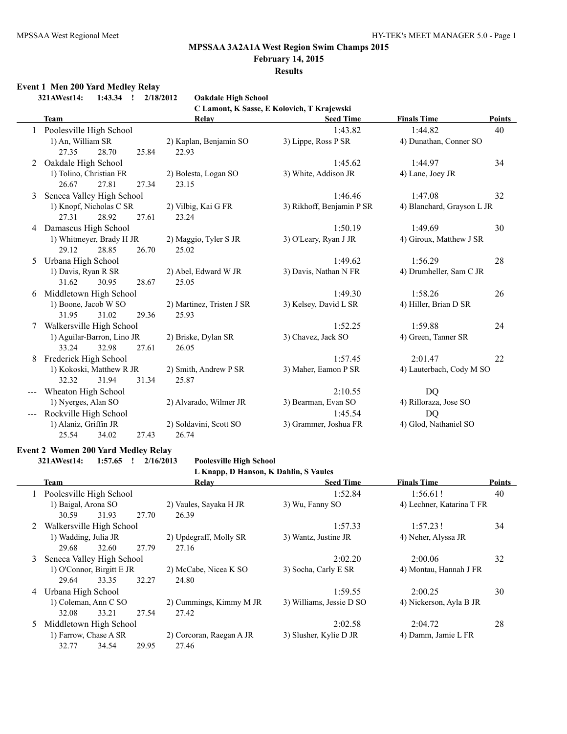# MPSSAA 3A2A1A West Region Swim Champs 2015

**February 14, 2015**

**Results**

### Event 1 Men 200 Yard Medley Relay

**321AWest14: 1:43.34 ! 2/18/2012 Oakdale High School**
**C Lamont, K Sasse, E Kolovich, T Krajewski**

| | Team | Relay | Seed Time | Finals Time | Points |
|---|---|---|---|---|---|
| 1 | Poolesville High School | | 1:43.82 | 1:44.82 | 40 |
| | 1) An, William SR | 2) Kaplan, Benjamin SO | 3) Lippe, Ross P SR | 4) Dunathan, Conner SO | |
| | 27.35 28.70 25.84 22.93 | | | | |
| 2 | Oakdale High School | | 1:45.62 | 1:44.97 | 34 |
| | 1) Tolino, Christian FR | 2) Bolesta, Logan SO | 3) White, Addison JR | 4) Lane, Joey JR | |
| | 26.67 27.81 27.34 23.15 | | | | |
| 3 | Seneca Valley High School | | 1:46.46 | 1:47.08 | 32 |
| | 1) Knopf, Nicholas C SR | 2) Vilbig, Kai G FR | 3) Rikhoff, Benjamin P SR | 4) Blanchard, Grayson L JR | |
| | 27.31 28.92 27.61 23.24 | | | | |
| 4 | Damascus High School | | 1:50.19 | 1:49.69 | 30 |
| | 1) Whitmeyer, Brady H JR | 2) Maggio, Tyler S JR | 3) O'Leary, Ryan J JR | 4) Giroux, Matthew J SR | |
| | 29.12 28.85 26.70 25.02 | | | | |
| 5 | Urbana High School | | 1:49.62 | 1:56.29 | 28 |
| | 1) Davis, Ryan R SR | 2) Abel, Edward W JR | 3) Davis, Nathan N FR | 4) Drumheller, Sam C JR | |
| | 31.62 30.95 28.67 25.05 | | | | |
| 6 | Middletown High School | | 1:49.30 | 1:58.26 | 26 |
| | 1) Boone, Jacob W SO | 2) Martinez, Tristen J SR | 3) Kelsey, David L SR | 4) Hiller, Brian D SR | |
| | 31.95 31.02 29.36 25.93 | | | | |
| 7 | Walkersville High School | | 1:52.25 | 1:59.88 | 24 |
| | 1) Aguilar-Barron, Lino JR | 2) Briske, Dylan SR | 3) Chavez, Jack SO | 4) Green, Tanner SR | |
| | 33.24 32.98 27.61 26.05 | | | | |
| 8 | Frederick High School | | 1:57.45 | 2:01.47 | 22 |
| | 1) Kokoski, Matthew R JR | 2) Smith, Andrew P SR | 3) Maher, Eamon P SR | 4) Lauterbach, Cody M SO | |
| | 32.32 31.94 31.34 25.87 | | | | |
| --- | Wheaton High School | | 2:10.55 | DQ | |
| | 1) Nyerges, Alan SO | 2) Alvarado, Wilmer JR | 3) Bearman, Evan SO | 4) Rilloraza, Jose SO | |
| --- | Rockville High School | | 1:45.54 | DQ | |
| | 1) Alaniz, Griffin JR | 2) Soldavini, Scott SO | 3) Grammer, Joshua FR | 4) Glod, Nathaniel SO | |
| | 25.54 34.02 27.43 26.74 | | | | |

### Event 2 Women 200 Yard Medley Relay

**321AWest14: 1:57.65 ! 2/16/2013 Poolesville High School**
**L Knapp, D Hanson, K Dahlin, S Vaules**

| | Team | Relay | Seed Time | Finals Time | Points |
|---|---|---|---|---|---|
| 1 | Poolesville High School | | 1:52.84 | 1:56.61 ! | 40 |
| | 1) Baigal, Arona SO | 2) Vaules, Sayaka H JR | 3) Wu, Fanny SO | 4) Lechner, Katarina T FR | |
| | 30.59 31.93 27.70 26.39 | | | | |
| 2 | Walkersville High School | | 1:57.33 | 1:57.23 ! | 34 |
| | 1) Wadding, Julia JR | 2) Updegraff, Molly SR | 3) Wantz, Justine JR | 4) Neher, Alyssa JR | |
| | 29.68 32.60 27.79 27.16 | | | | |
| 3 | Seneca Valley High School | | 2:02.20 | 2:00.06 | 32 |
| | 1) O'Connor, Birgitt E JR | 2) McCabe, Nicea K SO | 3) Socha, Carly E SR | 4) Montau, Hannah J FR | |
| | 29.64 33.35 32.27 24.80 | | | | |
| 4 | Urbana High School | | 1:59.55 | 2:00.25 | 30 |
| | 1) Coleman, Ann C SO | 2) Cummings, Kimmy M JR | 3) Williams, Jessie D SO | 4) Nickerson, Ayla B JR | |
| | 32.08 33.21 27.54 27.42 | | | | |
| 5 | Middletown High School | | 2:02.58 | 2:04.72 | 28 |
| | 1) Farrow, Chase A SR | 2) Corcoran, Raegan A JR | 3) Slusher, Kylie D JR | 4) Damm, Jamie L FR | |
| | 32.77 34.54 29.95 27.46 | | | | |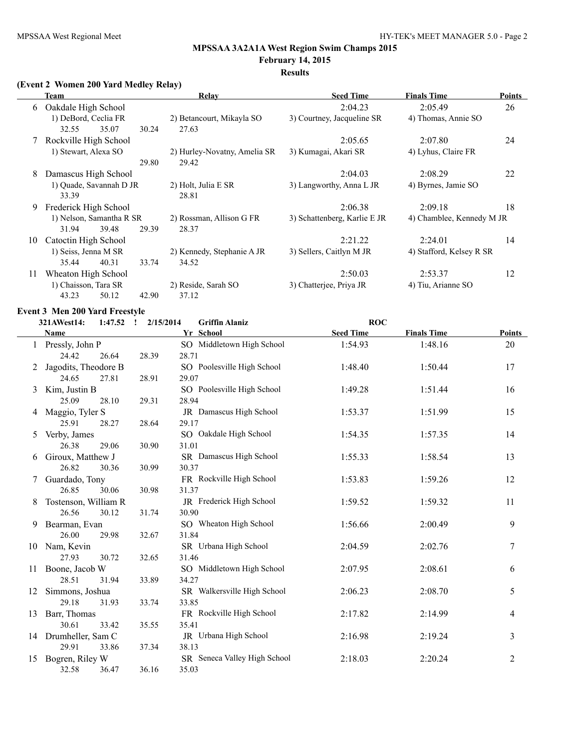# MPSSAA 3A2A1A West Region Swim Champs 2015

**February 14, 2015**

**Results**

### (Event 2 Women 200 Yard Medley Relay)

| | Team | Relay | Seed Time | Finals Time | Points |
|---|---|---|---|---|---|
| 6 | Oakdale High School | | 2:04.23 | 2:05.49 | 26 |
| | 1) DeBord, Ceclia FR | 2) Betancourt, Mikayla SO | 3) Courtney, Jacqueline SR | 4) Thomas, Annie SO | |
| | 32.55  35.07  30.24 | 27.63 | | | |
| 7 | Rockville High School | | 2:05.65 | 2:07.80 | 24 |
| | 1) Stewart, Alexa SO | 2) Hurley-Novatny, Amelia SR | 3) Kumagai, Akari SR | 4) Lyhus, Claire FR | |
| | 29.80 | 29.42 | | | |
| 8 | Damascus High School | | 2:04.03 | 2:08.29 | 22 |
| | 1) Quade, Savannah D JR | 2) Holt, Julia E SR | 3) Langworthy, Anna L JR | 4) Byrnes, Jamie SO | |
| | 33.39 | 28.81 | | | |
| 9 | Frederick High School | | 2:06.38 | 2:09.18 | 18 |
| | 1) Nelson, Samantha R SR | 2) Rossman, Allison G FR | 3) Schattenberg, Karlie E JR | 4) Chamblee, Kennedy M JR | |
| | 31.94  39.48  29.39 | 28.37 | | | |
| 10 | Catoctin High School | | 2:21.22 | 2:24.01 | 14 |
| | 1) Seiss, Jenna M SR | 2) Kennedy, Stephanie A JR | 3) Sellers, Caitlyn M JR | 4) Stafford, Kelsey R SR | |
| | 35.44  40.31  33.74 | 34.52 | | | |
| 11 | Wheaton High School | | 2:50.03 | 2:53.37 | 12 |
| | 1) Chaisson, Tara SR | 2) Reside, Sarah SO | 3) Chatterjee, Priya JR | 4) Tiu, Arianne SO | |
| | 43.23  50.12  42.90 | 37.12 | | | |

### Event 3 Men 200 Yard Freestyle

321AWest14: 1:47.52 ! 2/15/2014 Griffin Alaniz ROC

| | Name | Yr | School | Seed Time | Finals Time | Points |
|---|---|---|---|---|---|---|
| 1 | Pressly, John P | SO | Middletown High School | 1:54.93 | 1:48.16 | 20 |
| | 24.42  26.64  28.39  28.71 | | | | | |
| 2 | Jagodits, Theodore B | SO | Poolesville High School | 1:48.40 | 1:50.44 | 17 |
| | 24.65  27.81  28.91  29.07 | | | | | |
| 3 | Kim, Justin B | SO | Poolesville High School | 1:49.28 | 1:51.44 | 16 |
| | 25.09  28.10  29.31  28.94 | | | | | |
| 4 | Maggio, Tyler S | JR | Damascus High School | 1:53.37 | 1:51.99 | 15 |
| | 25.91  28.27  28.64  29.17 | | | | | |
| 5 | Verby, James | SO | Oakdale High School | 1:54.35 | 1:57.35 | 14 |
| | 26.38  29.06  30.90  31.01 | | | | | |
| 6 | Giroux, Matthew J | SR | Damascus High School | 1:55.33 | 1:58.54 | 13 |
| | 26.82  30.36  30.99  30.37 | | | | | |
| 7 | Guardado, Tony | FR | Rockville High School | 1:53.83 | 1:59.26 | 12 |
| | 26.85  30.06  30.98  31.37 | | | | | |
| 8 | Tostenson, William R | JR | Frederick High School | 1:59.52 | 1:59.32 | 11 |
| | 26.56  30.12  31.74  30.90 | | | | | |
| 9 | Bearman, Evan | SO | Wheaton High School | 1:56.66 | 2:00.49 | 9 |
| | 26.00  29.98  32.67  31.84 | | | | | |
| 10 | Nam, Kevin | SR | Urbana High School | 2:04.59 | 2:02.76 | 7 |
| | 27.93  30.72  32.65  31.46 | | | | | |
| 11 | Boone, Jacob W | SO | Middletown High School | 2:07.95 | 2:08.61 | 6 |
| | 28.51  31.94  33.89  34.27 | | | | | |
| 12 | Simmons, Joshua | SR | Walkersville High School | 2:06.23 | 2:08.70 | 5 |
| | 29.18  31.93  33.74  33.85 | | | | | |
| 13 | Barr, Thomas | FR | Rockville High School | 2:17.82 | 2:14.99 | 4 |
| | 30.61  33.42  35.55  35.41 | | | | | |
| 14 | Drumheller, Sam C | JR | Urbana High School | 2:16.98 | 2:19.24 | 3 |
| | 29.91  33.86  37.34  38.13 | | | | | |
| 15 | Bogren, Riley W | SR | Seneca Valley High School | 2:18.03 | 2:20.24 | 2 |
| | 32.58  36.47  36.16  35.03 | | | | | |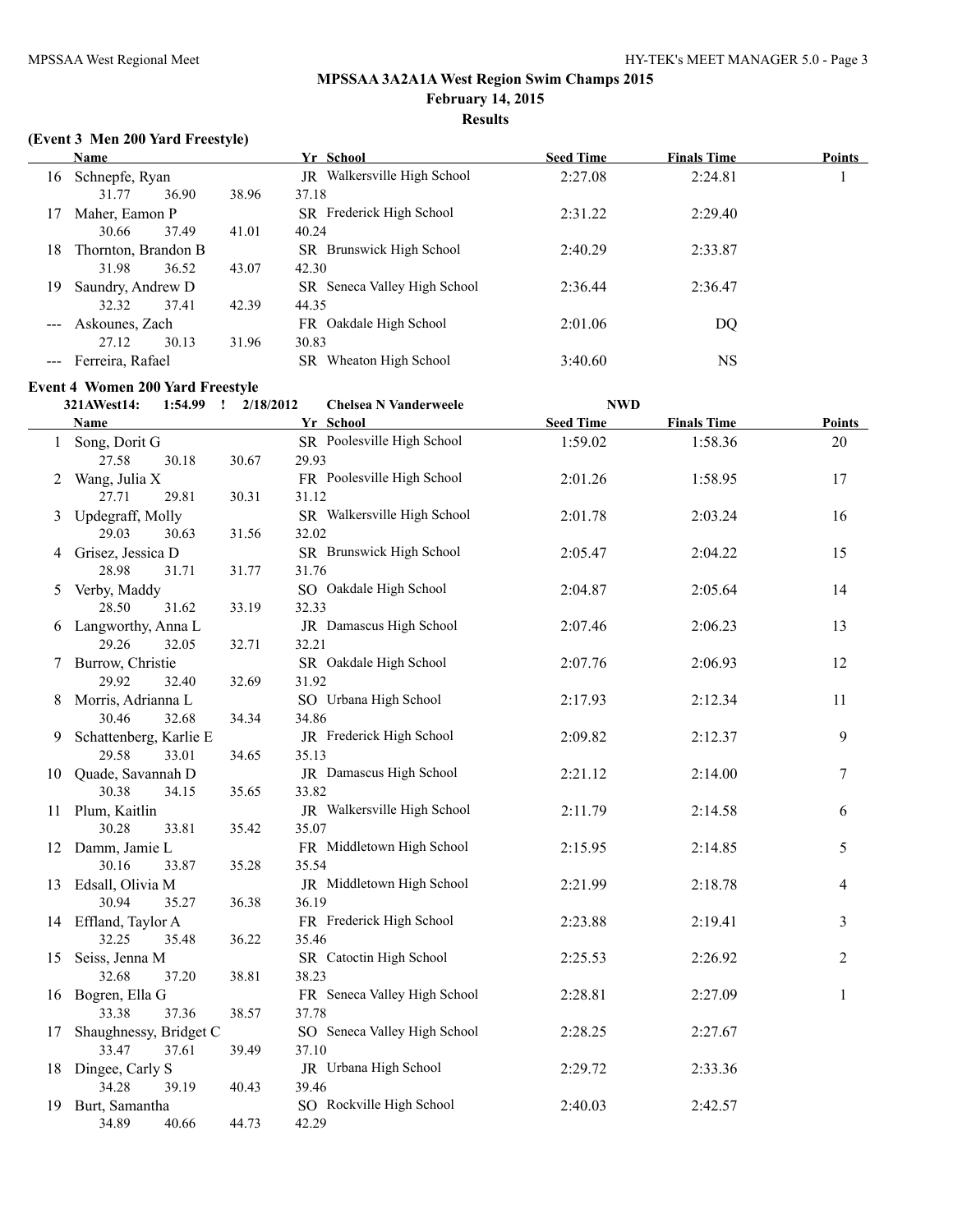## MPSSAA 3A2A1A West Region Swim Champs 2015

**February 14, 2015**

**Results**

### (Event 3 Men 200 Yard Freestyle)

| | Name | Yr | School | Seed Time | Finals Time | Points |
|---|---|---|---|---|---|---|
| 16 | Schnepfe, Ryan | JR | Walkersville High School | 2:27.08 | 2:24.81 | 1 |
| | 31.77 36.90 38.96 37.18 | | | | | |
| 17 | Maher, Eamon P | SR | Frederick High School | 2:31.22 | 2:29.40 | |
| | 30.66 37.49 41.01 40.24 | | | | | |
| 18 | Thornton, Brandon B | SR | Brunswick High School | 2:40.29 | 2:33.87 | |
| | 31.98 36.52 43.07 42.30 | | | | | |
| 19 | Saundry, Andrew D | SR | Seneca Valley High School | 2:36.44 | 2:36.47 | |
| | 32.32 37.41 42.39 44.35 | | | | | |
| --- | Askounes, Zach | FR | Oakdale High School | 2:01.06 | DQ | |
| | 27.12 30.13 31.96 30.83 | | | | | |
| --- | Ferreira, Rafael | SR | Wheaton High School | 3:40.60 | NS | |

### Event 4 Women 200 Yard Freestyle

321AWest14: 1:54.99 ! 2/18/2012 Chelsea N Vanderweele NWD

| | Name | Yr | School | Seed Time | Finals Time | Points |
|---|---|---|---|---|---|---|
| 1 | Song, Dorit G | SR | Poolesville High School | 1:59.02 | 1:58.36 | 20 |
| | 27.58 30.18 30.67 29.93 | | | | | |
| 2 | Wang, Julia X | FR | Poolesville High School | 2:01.26 | 1:58.95 | 17 |
| | 27.71 29.81 30.31 31.12 | | | | | |
| 3 | Updegraff, Molly | SR | Walkersville High School | 2:01.78 | 2:03.24 | 16 |
| | 29.03 30.63 31.56 32.02 | | | | | |
| 4 | Grisez, Jessica D | SR | Brunswick High School | 2:05.47 | 2:04.22 | 15 |
| | 28.98 31.71 31.77 31.76 | | | | | |
| 5 | Verby, Maddy | SO | Oakdale High School | 2:04.87 | 2:05.64 | 14 |
| | 28.50 31.62 33.19 32.33 | | | | | |
| 6 | Langworthy, Anna L | JR | Damascus High School | 2:07.46 | 2:06.23 | 13 |
| | 29.26 32.05 32.71 32.21 | | | | | |
| 7 | Burrow, Christie | SR | Oakdale High School | 2:07.76 | 2:06.93 | 12 |
| | 29.92 32.40 32.69 31.92 | | | | | |
| 8 | Morris, Adrianna L | SO | Urbana High School | 2:17.93 | 2:12.34 | 11 |
| | 30.46 32.68 34.34 34.86 | | | | | |
| 9 | Schattenberg, Karlie E | JR | Frederick High School | 2:09.82 | 2:12.37 | 9 |
| | 29.58 33.01 34.65 35.13 | | | | | |
| 10 | Quade, Savannah D | JR | Damascus High School | 2:21.12 | 2:14.00 | 7 |
| | 30.38 34.15 35.65 33.82 | | | | | |
| 11 | Plum, Kaitlin | JR | Walkersville High School | 2:11.79 | 2:14.58 | 6 |
| | 30.28 33.81 35.42 35.07 | | | | | |
| 12 | Damm, Jamie L | FR | Middletown High School | 2:15.95 | 2:14.85 | 5 |
| | 30.16 33.87 35.28 35.54 | | | | | |
| 13 | Edsall, Olivia M | JR | Middletown High School | 2:21.99 | 2:18.78 | 4 |
| | 30.94 35.27 36.38 36.19 | | | | | |
| 14 | Effland, Taylor A | FR | Frederick High School | 2:23.88 | 2:19.41 | 3 |
| | 32.25 35.48 36.22 35.46 | | | | | |
| 15 | Seiss, Jenna M | SR | Catoctin High School | 2:25.53 | 2:26.92 | 2 |
| | 32.68 37.20 38.81 38.23 | | | | | |
| 16 | Bogren, Ella G | FR | Seneca Valley High School | 2:28.81 | 2:27.09 | 1 |
| | 33.38 37.36 38.57 37.78 | | | | | |
| 17 | Shaughnessy, Bridget C | SO | Seneca Valley High School | 2:28.25 | 2:27.67 | |
| | 33.47 37.61 39.49 37.10 | | | | | |
| 18 | Dingee, Carly S | JR | Urbana High School | 2:29.72 | 2:33.36 | |
| | 34.28 39.19 40.43 39.46 | | | | | |
| 19 | Burt, Samantha | SO | Rockville High School | 2:40.03 | 2:42.57 | |
| | 34.89 40.66 44.73 42.29 | | | | | |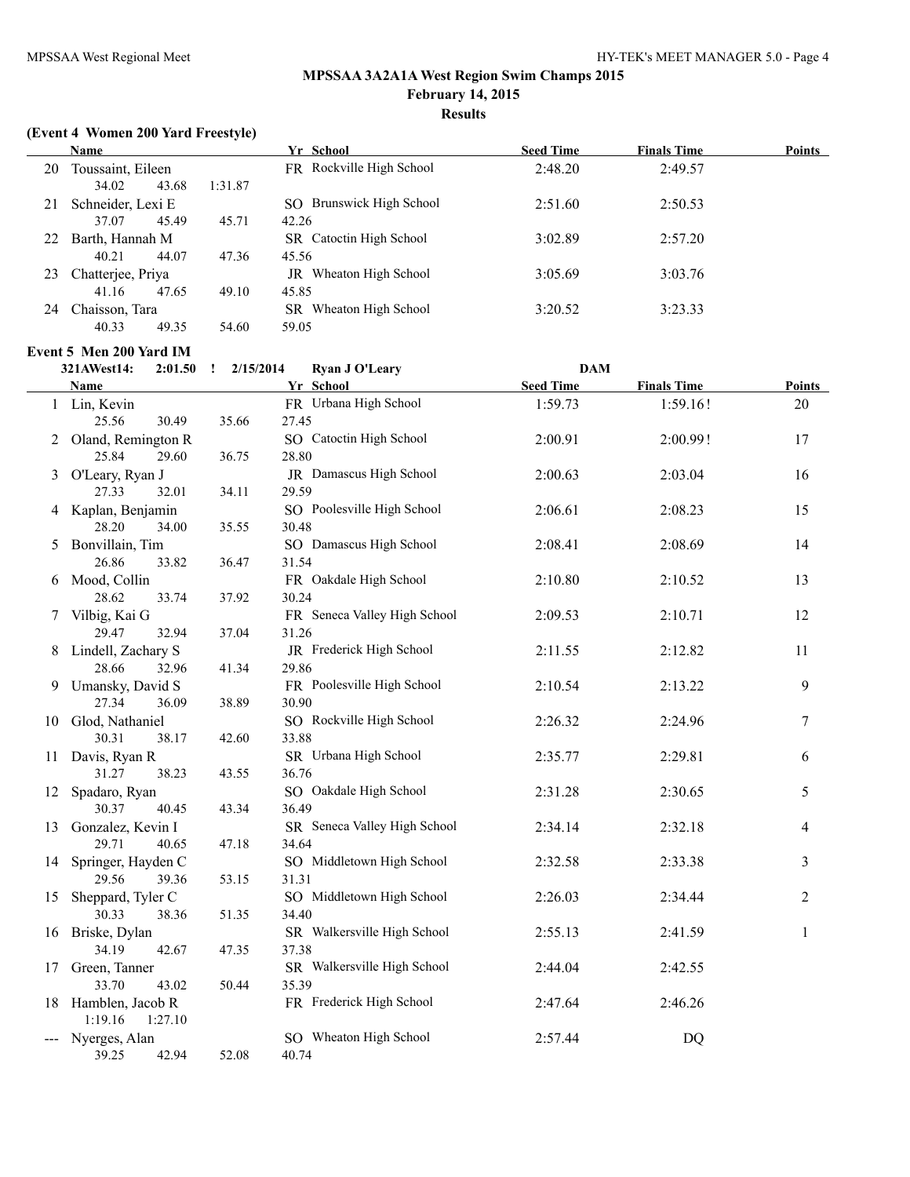## MPSSAA 3A2A1A West Region Swim Champs 2015

**February 14, 2015**

**Results**

### (Event 4 Women 200 Yard Freestyle)

| | Name | Yr | School | Seed Time | Finals Time | Points |
|---|---|---|---|---|---|---|
| 20 | Toussaint, Eileen | FR | Rockville High School | 2:48.20 | 2:49.57 | |
| | 34.02 43.68 1:31.87 | | | | | |
| 21 | Schneider, Lexi E | SO | Brunswick High School | 2:51.60 | 2:50.53 | |
| | 37.07 45.49 45.71 42.26 | | | | | |
| 22 | Barth, Hannah M | SR | Catoctin High School | 3:02.89 | 2:57.20 | |
| | 40.21 44.07 47.36 45.56 | | | | | |
| 23 | Chatterjee, Priya | JR | Wheaton High School | 3:05.69 | 3:03.76 | |
| | 41.16 47.65 49.10 45.85 | | | | | |
| 24 | Chaisson, Tara | SR | Wheaton High School | 3:20.52 | 3:23.33 | |
| | 40.33 49.35 54.60 59.05 | | | | | |

### Event 5 Men 200 Yard IM

321AWest14: 2:01.50 ! 2/15/2014 Ryan J O'Leary DAM

| | Name | Yr | School | Seed Time | Finals Time | Points |
|---|---|---|---|---|---|---|
| 1 | Lin, Kevin | FR | Urbana High School | 1:59.73 | 1:59.16! | 20 |
| | 25.56 30.49 35.66 27.45 | | | | | |
| 2 | Oland, Remington R | SO | Catoctin High School | 2:00.91 | 2:00.99! | 17 |
| | 25.84 29.60 36.75 28.80 | | | | | |
| 3 | O'Leary, Ryan J | JR | Damascus High School | 2:00.63 | 2:03.04 | 16 |
| | 27.33 32.01 34.11 29.59 | | | | | |
| 4 | Kaplan, Benjamin | SO | Poolesville High School | 2:06.61 | 2:08.23 | 15 |
| | 28.20 34.00 35.55 30.48 | | | | | |
| 5 | Bonvillain, Tim | SO | Damascus High School | 2:08.41 | 2:08.69 | 14 |
| | 26.86 33.82 36.47 31.54 | | | | | |
| 6 | Mood, Collin | FR | Oakdale High School | 2:10.80 | 2:10.52 | 13 |
| | 28.62 33.74 37.92 30.24 | | | | | |
| 7 | Vilbig, Kai G | FR | Seneca Valley High School | 2:09.53 | 2:10.71 | 12 |
| | 29.47 32.94 37.04 31.26 | | | | | |
| 8 | Lindell, Zachary S | JR | Frederick High School | 2:11.55 | 2:12.82 | 11 |
| | 28.66 32.96 41.34 29.86 | | | | | |
| 9 | Umansky, David S | FR | Poolesville High School | 2:10.54 | 2:13.22 | 9 |
| | 27.34 36.09 38.89 30.90 | | | | | |
| 10 | Glod, Nathaniel | SO | Rockville High School | 2:26.32 | 2:24.96 | 7 |
| | 30.31 38.17 42.60 33.88 | | | | | |
| 11 | Davis, Ryan R | SR | Urbana High School | 2:35.77 | 2:29.81 | 6 |
| | 31.27 38.23 43.55 36.76 | | | | | |
| 12 | Spadaro, Ryan | SO | Oakdale High School | 2:31.28 | 2:30.65 | 5 |
| | 30.37 40.45 43.34 36.49 | | | | | |
| 13 | Gonzalez, Kevin I | SR | Seneca Valley High School | 2:34.14 | 2:32.18 | 4 |
| | 29.71 40.65 47.18 34.64 | | | | | |
| 14 | Springer, Hayden C | SO | Middletown High School | 2:32.58 | 2:33.38 | 3 |
| | 29.56 39.36 53.15 31.31 | | | | | |
| 15 | Sheppard, Tyler C | SO | Middletown High School | 2:26.03 | 2:34.44 | 2 |
| | 30.33 38.36 51.35 34.40 | | | | | |
| 16 | Briske, Dylan | SR | Walkersville High School | 2:55.13 | 2:41.59 | 1 |
| | 34.19 42.67 47.35 37.38 | | | | | |
| 17 | Green, Tanner | SR | Walkersville High School | 2:44.04 | 2:42.55 | |
| | 33.70 43.02 50.44 35.39 | | | | | |
| 18 | Hamblen, Jacob R | FR | Frederick High School | 2:47.64 | 2:46.26 | |
| | 1:19.16 1:27.10 | | | | | |
| --- | Nyerges, Alan | SO | Wheaton High School | 2:57.44 | DQ | |
| | 39.25 42.94 52.08 40.74 | | | | | |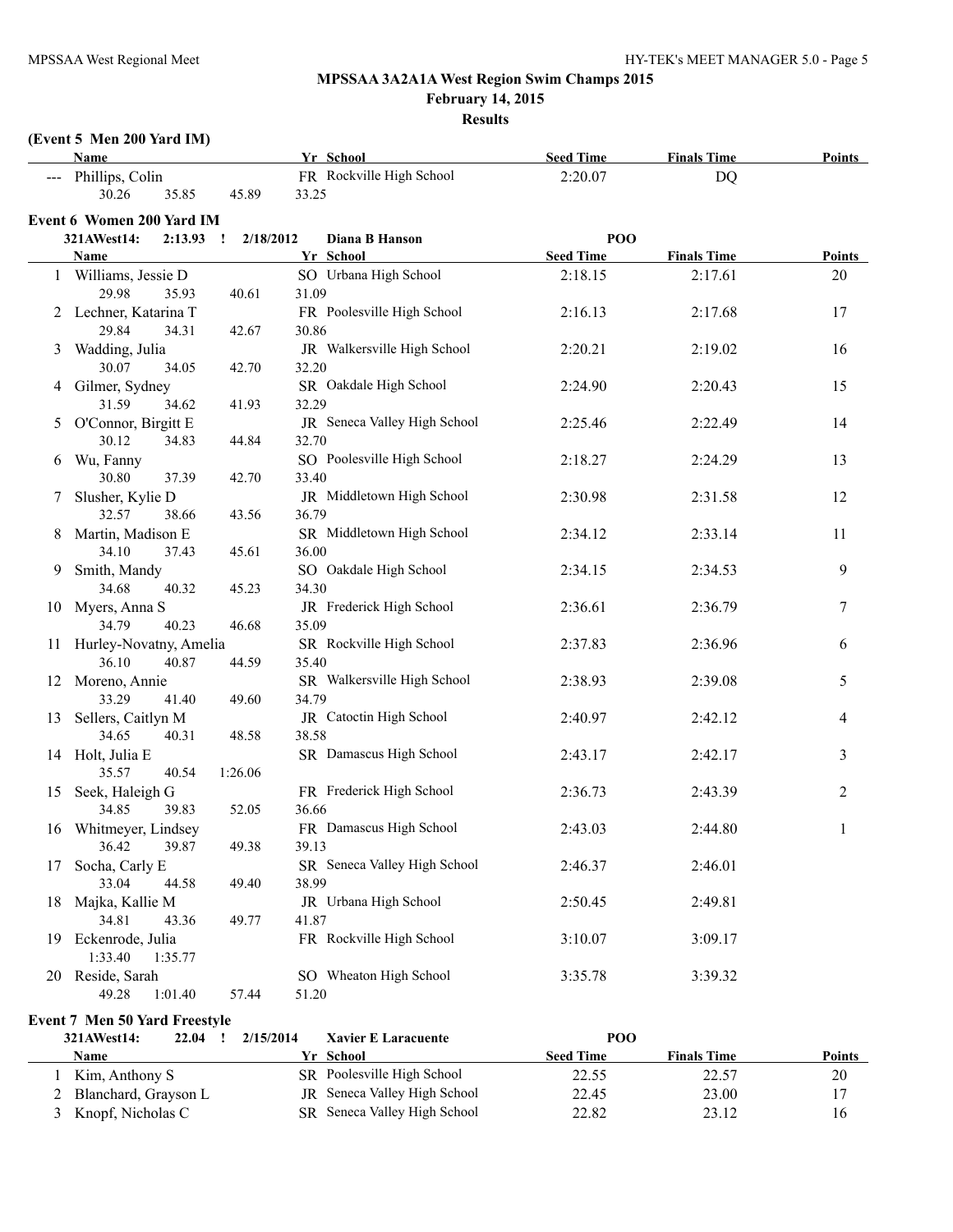## MPSSAA 3A2A1A West Region Swim Champs 2015

**February 14, 2015**

**Results**

### (Event 5 Men 200 Yard IM)

| | Name | Yr | School | Seed Time | Finals Time | Points |
|---|---|---|---|---|---|---|
| --- | Phillips, Colin | FR | Rockville High School | 2:20.07 | DQ | |
| | 30.26 35.85 45.89 33.25 | | | | | |

### Event 6 Women 200 Yard IM

321AWest14: 2:13.93 ! 2/18/2012 Diana B Hanson POO

| | Name | Yr | School | Seed Time | Finals Time | Points |
|---|---|---|---|---|---|---|
| 1 | Williams, Jessie D | SO | Urbana High School | 2:18.15 | 2:17.61 | 20 |
| | 29.98 35.93 40.61 31.09 | | | | | |
| 2 | Lechner, Katarina T | FR | Poolesville High School | 2:16.13 | 2:17.68 | 17 |
| | 29.84 34.31 42.67 30.86 | | | | | |
| 3 | Wadding, Julia | JR | Walkersville High School | 2:20.21 | 2:19.02 | 16 |
| | 30.07 34.05 42.70 32.20 | | | | | |
| 4 | Gilmer, Sydney | SR | Oakdale High School | 2:24.90 | 2:20.43 | 15 |
| | 31.59 34.62 41.93 32.29 | | | | | |
| 5 | O'Connor, Birgitt E | JR | Seneca Valley High School | 2:25.46 | 2:22.49 | 14 |
| | 30.12 34.83 44.84 32.70 | | | | | |
| 6 | Wu, Fanny | SO | Poolesville High School | 2:18.27 | 2:24.29 | 13 |
| | 30.80 37.39 42.70 33.40 | | | | | |
| 7 | Slusher, Kylie D | JR | Middletown High School | 2:30.98 | 2:31.58 | 12 |
| | 32.57 38.66 43.56 36.79 | | | | | |
| 8 | Martin, Madison E | SR | Middletown High School | 2:34.12 | 2:33.14 | 11 |
| | 34.10 37.43 45.61 36.00 | | | | | |
| 9 | Smith, Mandy | SO | Oakdale High School | 2:34.15 | 2:34.53 | 9 |
| | 34.68 40.32 45.23 34.30 | | | | | |
| 10 | Myers, Anna S | JR | Frederick High School | 2:36.61 | 2:36.79 | 7 |
| | 34.79 40.23 46.68 35.09 | | | | | |
| 11 | Hurley-Novatny, Amelia | SR | Rockville High School | 2:37.83 | 2:36.96 | 6 |
| | 36.10 40.87 44.59 35.40 | | | | | |
| 12 | Moreno, Annie | SR | Walkersville High School | 2:38.93 | 2:39.08 | 5 |
| | 33.29 41.40 49.60 34.79 | | | | | |
| 13 | Sellers, Caitlyn M | JR | Catoctin High School | 2:40.97 | 2:42.12 | 4 |
| | 34.65 40.31 48.58 38.58 | | | | | |
| 14 | Holt, Julia E | SR | Damascus High School | 2:43.17 | 2:42.17 | 3 |
| | 35.57 40.54 1:26.06 | | | | | |
| 15 | Seek, Haleigh G | FR | Frederick High School | 2:36.73 | 2:43.39 | 2 |
| | 34.85 39.83 52.05 36.66 | | | | | |
| 16 | Whitmeyer, Lindsey | FR | Damascus High School | 2:43.03 | 2:44.80 | 1 |
| | 36.42 39.87 49.38 39.13 | | | | | |
| 17 | Socha, Carly E | SR | Seneca Valley High School | 2:46.37 | 2:46.01 | |
| | 33.04 44.58 49.40 38.99 | | | | | |
| 18 | Majka, Kallie M | JR | Urbana High School | 2:50.45 | 2:49.81 | |
| | 34.81 43.36 49.77 41.87 | | | | | |
| 19 | Eckenrode, Julia | FR | Rockville High School | 3:10.07 | 3:09.17 | |
| | 1:33.40 1:35.77 | | | | | |
| 20 | Reside, Sarah | SO | Wheaton High School | 3:35.78 | 3:39.32 | |
| | 49.28 1:01.40 57.44 51.20 | | | | | |

### Event 7 Men 50 Yard Freestyle

321AWest14: 22.04 ! 2/15/2014 Xavier E Laracuente POO

| | Name | Yr | School | Seed Time | Finals Time | Points |
|---|---|---|---|---|---|---|
| 1 | Kim, Anthony S | SR | Poolesville High School | 22.55 | 22.57 | 20 |
| 2 | Blanchard, Grayson L | JR | Seneca Valley High School | 22.45 | 23.00 | 17 |
| 3 | Knopf, Nicholas C | SR | Seneca Valley High School | 22.82 | 23.12 | 16 |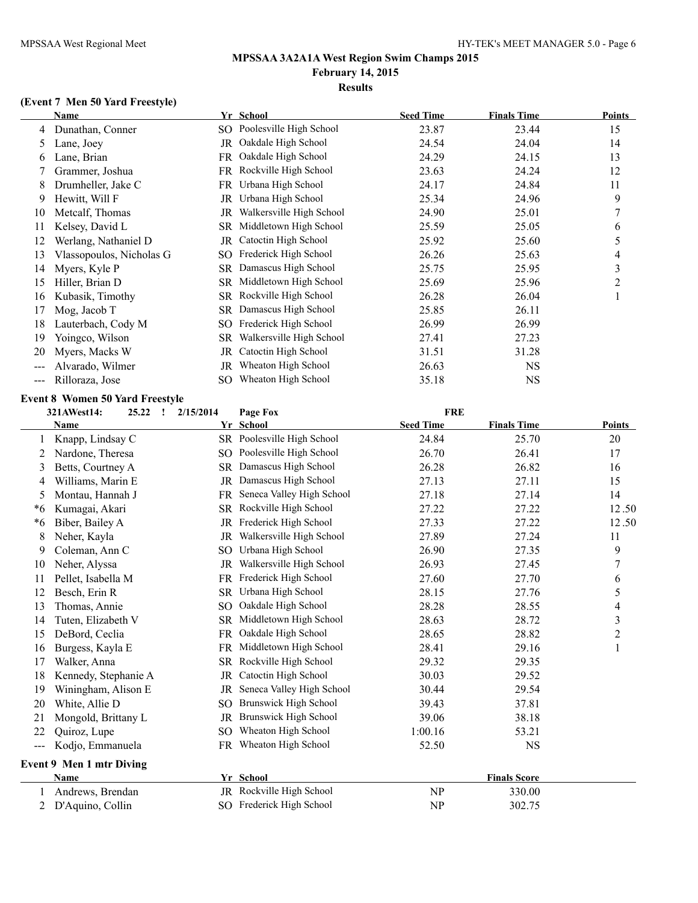## MPSSAA 3A2A1A West Region Swim Champs 2015

**February 14, 2015**

**Results**

### (Event 7 Men 50 Yard Freestyle)

| | Name | Yr | School | Seed Time | Finals Time | Points |
|---|---|---|---|---|---|---|
| 4 | Dunathan, Conner | SO | Poolesville High School | 23.87 | 23.44 | 15 |
| 5 | Lane, Joey | JR | Oakdale High School | 24.54 | 24.04 | 14 |
| 6 | Lane, Brian | FR | Oakdale High School | 24.29 | 24.15 | 13 |
| 7 | Grammer, Joshua | FR | Rockville High School | 23.63 | 24.24 | 12 |
| 8 | Drumheller, Jake C | FR | Urbana High School | 24.17 | 24.84 | 11 |
| 9 | Hewitt, Will F | JR | Urbana High School | 25.34 | 24.96 | 9 |
| 10 | Metcalf, Thomas | JR | Walkersville High School | 24.90 | 25.01 | 7 |
| 11 | Kelsey, David L | SR | Middletown High School | 25.59 | 25.05 | 6 |
| 12 | Werlang, Nathaniel D | JR | Catoctin High School | 25.92 | 25.60 | 5 |
| 13 | Vlassopoulos, Nicholas G | SO | Frederick High School | 26.26 | 25.63 | 4 |
| 14 | Myers, Kyle P | SR | Damascus High School | 25.75 | 25.95 | 3 |
| 15 | Hiller, Brian D | SR | Middletown High School | 25.69 | 25.96 | 2 |
| 16 | Kubasik, Timothy | SR | Rockville High School | 26.28 | 26.04 | 1 |
| 17 | Mog, Jacob T | SR | Damascus High School | 25.85 | 26.11 | |
| 18 | Lauterbach, Cody M | SO | Frederick High School | 26.99 | 26.99 | |
| 19 | Yoingco, Wilson | SR | Walkersville High School | 27.41 | 27.23 | |
| 20 | Myers, Macks W | JR | Catoctin High School | 31.51 | 31.28 | |
| --- | Alvarado, Wilmer | JR | Wheaton High School | 26.63 | NS | |
| --- | Rilloraza, Jose | SO | Wheaton High School | 35.18 | NS | |

### Event 8 Women 50 Yard Freestyle

321AWest14: 25.22 ! 2/15/2014 Page Fox FRE

| | Name | Yr | School | Seed Time | Finals Time | Points |
|---|---|---|---|---|---|---|
| 1 | Knapp, Lindsay C | SR | Poolesville High School | 24.84 | 25.70 | 20 |
| 2 | Nardone, Theresa | SO | Poolesville High School | 26.70 | 26.41 | 17 |
| 3 | Betts, Courtney A | SR | Damascus High School | 26.28 | 26.82 | 16 |
| 4 | Williams, Marin E | JR | Damascus High School | 27.13 | 27.11 | 15 |
| 5 | Montau, Hannah J | FR | Seneca Valley High School | 27.18 | 27.14 | 14 |
| *6 | Kumagai, Akari | SR | Rockville High School | 27.22 | 27.22 | 12.50 |
| *6 | Biber, Bailey A | JR | Frederick High School | 27.33 | 27.22 | 12.50 |
| 8 | Neher, Kayla | JR | Walkersville High School | 27.89 | 27.24 | 11 |
| 9 | Coleman, Ann C | SO | Urbana High School | 26.90 | 27.35 | 9 |
| 10 | Neher, Alyssa | JR | Walkersville High School | 26.93 | 27.45 | 7 |
| 11 | Pellet, Isabella M | FR | Frederick High School | 27.60 | 27.70 | 6 |
| 12 | Besch, Erin R | SR | Urbana High School | 28.15 | 27.76 | 5 |
| 13 | Thomas, Annie | SO | Oakdale High School | 28.28 | 28.55 | 4 |
| 14 | Tuten, Elizabeth V | SR | Middletown High School | 28.63 | 28.72 | 3 |
| 15 | DeBord, Ceclia | FR | Oakdale High School | 28.65 | 28.82 | 2 |
| 16 | Burgess, Kayla E | FR | Middletown High School | 28.41 | 29.16 | 1 |
| 17 | Walker, Anna | SR | Rockville High School | 29.32 | 29.35 | |
| 18 | Kennedy, Stephanie A | JR | Catoctin High School | 30.03 | 29.52 | |
| 19 | Winingham, Alison E | JR | Seneca Valley High School | 30.44 | 29.54 | |
| 20 | White, Allie D | SO | Brunswick High School | 39.43 | 37.81 | |
| 21 | Mongold, Brittany L | JR | Brunswick High School | 39.06 | 38.18 | |
| 22 | Quiroz, Lupe | SO | Wheaton High School | 1:00.16 | 53.21 | |
| --- | Kodjo, Emmanuela | FR | Wheaton High School | 52.50 | NS | |

### Event 9 Men 1 mtr Diving

| | Name | Yr | School | | Finals Score |
|---|---|---|---|---|---|
| 1 | Andrews, Brendan | JR | Rockville High School | NP | 330.00 |
| 2 | D'Aquino, Collin | SO | Frederick High School | NP | 302.75 |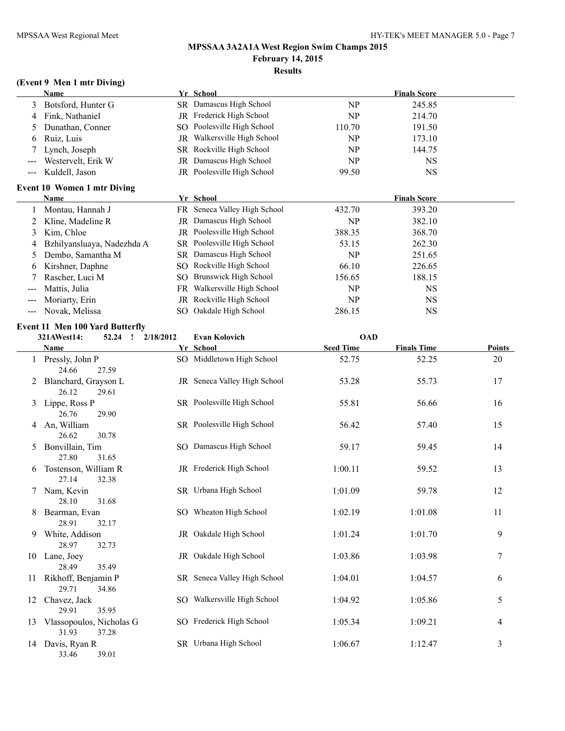**MPSSAA 3A2A1A West Region Swim Champs 2015**
**February 14, 2015**
**Results**

### (Event 9 Men 1 mtr Diving)

| | Name | Yr | School | | Finals Score |
|---|---|---|---|---|---|
| 3 | Botsford, Hunter G | SR | Damascus High School | NP | 245.85 |
| 4 | Fink, Nathaniel | JR | Frederick High School | NP | 214.70 |
| 5 | Dunathan, Conner | SO | Poolesville High School | 110.70 | 191.50 |
| 6 | Ruiz, Luis | JR | Walkersville High School | NP | 173.10 |
| 7 | Lynch, Joseph | SR | Rockville High School | NP | 144.75 |
| --- | Westervelt, Erik W | JR | Damascus High School | NP | NS |
| --- | Kuldell, Jason | JR | Poolesville High School | 99.50 | NS |

### Event 10 Women 1 mtr Diving

| | Name | Yr | School | | Finals Score |
|---|---|---|---|---|---|
| 1 | Montau, Hannah J | FR | Seneca Valley High School | 432.70 | 393.20 |
| 2 | Kline, Madeline R | JR | Damascus High School | NP | 382.10 |
| 3 | Kim, Chloe | JR | Poolesville High School | 388.35 | 368.70 |
| 4 | Bzhilyansluaya, Nadezhda A | SR | Poolesville High School | 53.15 | 262.30 |
| 5 | Dembo, Samantha M | SR | Damascus High School | NP | 251.65 |
| 6 | Kirshner, Daphne | SO | Rockville High School | 66.10 | 226.65 |
| 7 | Rascher, Luci M | SO | Brunswick High School | 156.65 | 188.15 |
| --- | Mattis, Julia | FR | Walkersville High School | NP | NS |
| --- | Moriarty, Erin | JR | Rockville High School | NP | NS |
| --- | Novak, Melissa | SO | Oakdale High School | 286.15 | NS |

### Event 11 Men 100 Yard Butterfly

321AWest14: 52.24 ! 2/18/2012 Evan Kolovich OAD

| | Name | Yr | School | Seed Time | Finals Time | Points |
|---|---|---|---|---|---|---|
| 1 | Pressly, John P<br>24.66 27.59 | SO | Middletown High School | 52.75 | 52.25 | 20 |
| 2 | Blanchard, Grayson L<br>26.12 29.61 | JR | Seneca Valley High School | 53.28 | 55.73 | 17 |
| 3 | Lippe, Ross P<br>26.76 29.90 | SR | Poolesville High School | 55.81 | 56.66 | 16 |
| 4 | An, William<br>26.62 30.78 | SR | Poolesville High School | 56.42 | 57.40 | 15 |
| 5 | Bonvillain, Tim<br>27.80 31.65 | SO | Damascus High School | 59.17 | 59.45 | 14 |
| 6 | Tostenson, William R<br>27.14 32.38 | JR | Frederick High School | 1:00.11 | 59.52 | 13 |
| 7 | Nam, Kevin<br>28.10 31.68 | SR | Urbana High School | 1:01.09 | 59.78 | 12 |
| 8 | Bearman, Evan<br>28.91 32.17 | SO | Wheaton High School | 1:02.19 | 1:01.08 | 11 |
| 9 | White, Addison<br>28.97 32.73 | JR | Oakdale High School | 1:01.24 | 1:01.70 | 9 |
| 10 | Lane, Joey<br>28.49 35.49 | JR | Oakdale High School | 1:03.86 | 1:03.98 | 7 |
| 11 | Rikhoff, Benjamin P<br>29.71 34.86 | SR | Seneca Valley High School | 1:04.01 | 1:04.57 | 6 |
| 12 | Chavez, Jack<br>29.91 35.95 | SO | Walkersville High School | 1:04.92 | 1:05.86 | 5 |
| 13 | Vlassopoulos, Nicholas G<br>31.93 37.28 | SO | Frederick High School | 1:05.34 | 1:09.21 | 4 |
| 14 | Davis, Ryan R<br>33.46 39.01 | SR | Urbana High School | 1:06.67 | 1:12.47 | 3 |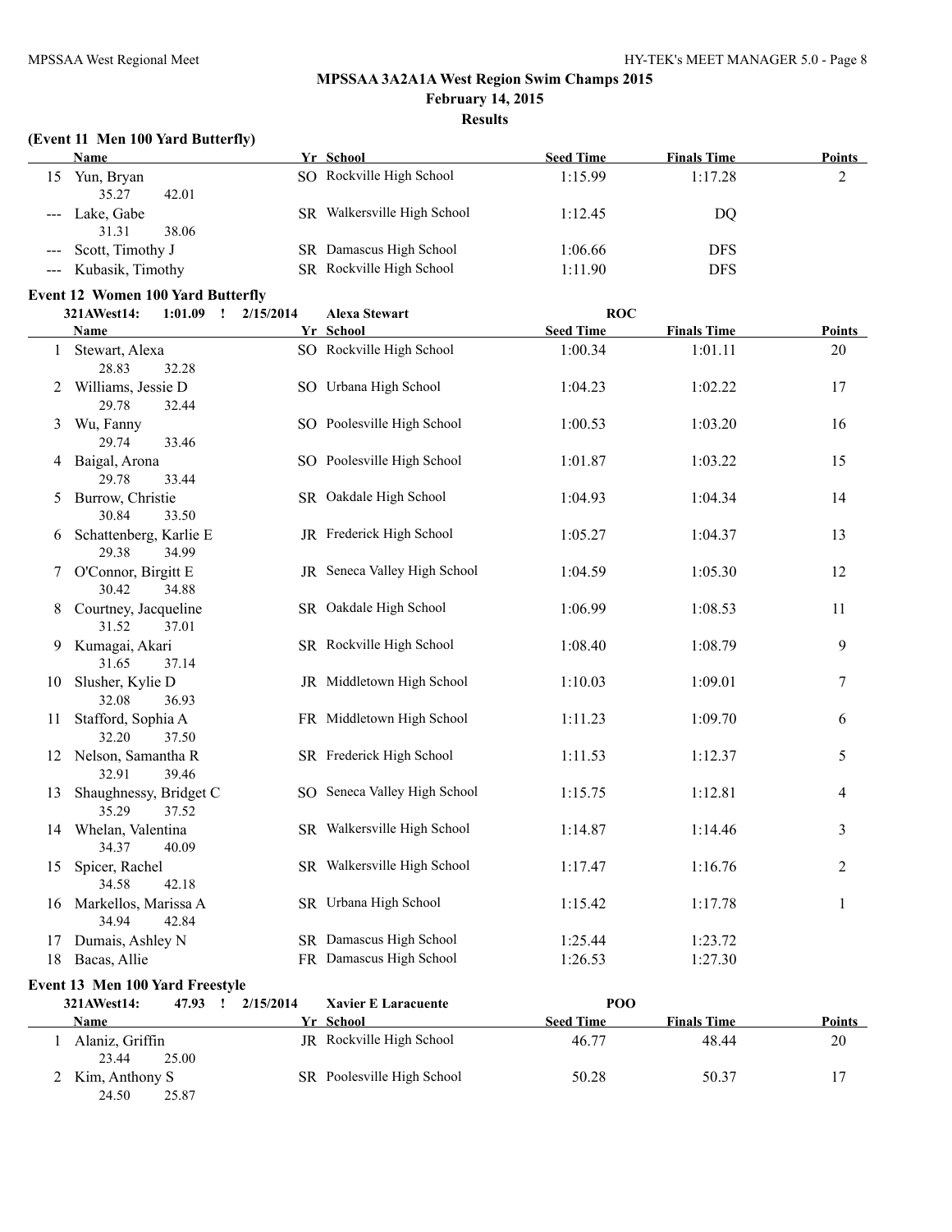## MPSSAA 3A2A1A West Region Swim Champs 2015

**February 14, 2015**

**Results**

**(Event 11 Men 100 Yard Butterfly)**

| | Name | Yr | School | Seed Time | Finals Time | Points |
|---|---|---|---|---|---|---|
| 15 | Yun, Bryan | SO | Rockville High School | 1:15.99 | 1:17.28 | 2 |
| | 35.27 42.01 | | | | | |
| --- | Lake, Gabe | SR | Walkersville High School | 1:12.45 | DQ | |
| | 31.31 38.06 | | | | | |
| --- | Scott, Timothy J | SR | Damascus High School | 1:06.66 | DFS | |
| --- | Kubasik, Timothy | SR | Rockville High School | 1:11.90 | DFS | |

**Event 12 Women 100 Yard Butterfly**

321AWest14: 1:01.09 ! 2/15/2014 Alexa Stewart ROC

| | Name | Yr | School | Seed Time | Finals Time | Points |
|---|---|---|---|---|---|---|
| 1 | Stewart, Alexa | SO | Rockville High School | 1:00.34 | 1:01.11 | 20 |
| | 28.83 32.28 | | | | | |
| 2 | Williams, Jessie D | SO | Urbana High School | 1:04.23 | 1:02.22 | 17 |
| | 29.78 32.44 | | | | | |
| 3 | Wu, Fanny | SO | Poolesville High School | 1:00.53 | 1:03.20 | 16 |
| | 29.74 33.46 | | | | | |
| 4 | Baigal, Arona | SO | Poolesville High School | 1:01.87 | 1:03.22 | 15 |
| | 29.78 33.44 | | | | | |
| 5 | Burrow, Christie | SR | Oakdale High School | 1:04.93 | 1:04.34 | 14 |
| | 30.84 33.50 | | | | | |
| 6 | Schattenberg, Karlie E | JR | Frederick High School | 1:05.27 | 1:04.37 | 13 |
| | 29.38 34.99 | | | | | |
| 7 | O'Connor, Birgitt E | JR | Seneca Valley High School | 1:04.59 | 1:05.30 | 12 |
| | 30.42 34.88 | | | | | |
| 8 | Courtney, Jacqueline | SR | Oakdale High School | 1:06.99 | 1:08.53 | 11 |
| | 31.52 37.01 | | | | | |
| 9 | Kumagai, Akari | SR | Rockville High School | 1:08.40 | 1:08.79 | 9 |
| | 31.65 37.14 | | | | | |
| 10 | Slusher, Kylie D | JR | Middletown High School | 1:10.03 | 1:09.01 | 7 |
| | 32.08 36.93 | | | | | |
| 11 | Stafford, Sophia A | FR | Middletown High School | 1:11.23 | 1:09.70 | 6 |
| | 32.20 37.50 | | | | | |
| 12 | Nelson, Samantha R | SR | Frederick High School | 1:11.53 | 1:12.37 | 5 |
| | 32.91 39.46 | | | | | |
| 13 | Shaughnessy, Bridget C | SO | Seneca Valley High School | 1:15.75 | 1:12.81 | 4 |
| | 35.29 37.52 | | | | | |
| 14 | Whelan, Valentina | SR | Walkersville High School | 1:14.87 | 1:14.46 | 3 |
| | 34.37 40.09 | | | | | |
| 15 | Spicer, Rachel | SR | Walkersville High School | 1:17.47 | 1:16.76 | 2 |
| | 34.58 42.18 | | | | | |
| 16 | Markellos, Marissa A | SR | Urbana High School | 1:15.42 | 1:17.78 | 1 |
| | 34.94 42.84 | | | | | |
| 17 | Dumais, Ashley N | SR | Damascus High School | 1:25.44 | 1:23.72 | |
| 18 | Bacas, Allie | FR | Damascus High School | 1:26.53 | 1:27.30 | |

**Event 13 Men 100 Yard Freestyle**

321AWest14: 47.93 ! 2/15/2014 Xavier E Laracuente POO

| | Name | Yr | School | Seed Time | Finals Time | Points |
|---|---|---|---|---|---|---|
| 1 | Alaniz, Griffin | JR | Rockville High School | 46.77 | 48.44 | 20 |
| | 23.44 25.00 | | | | | |
| 2 | Kim, Anthony S | SR | Poolesville High School | 50.28 | 50.37 | 17 |
| | 24.50 25.87 | | | | | |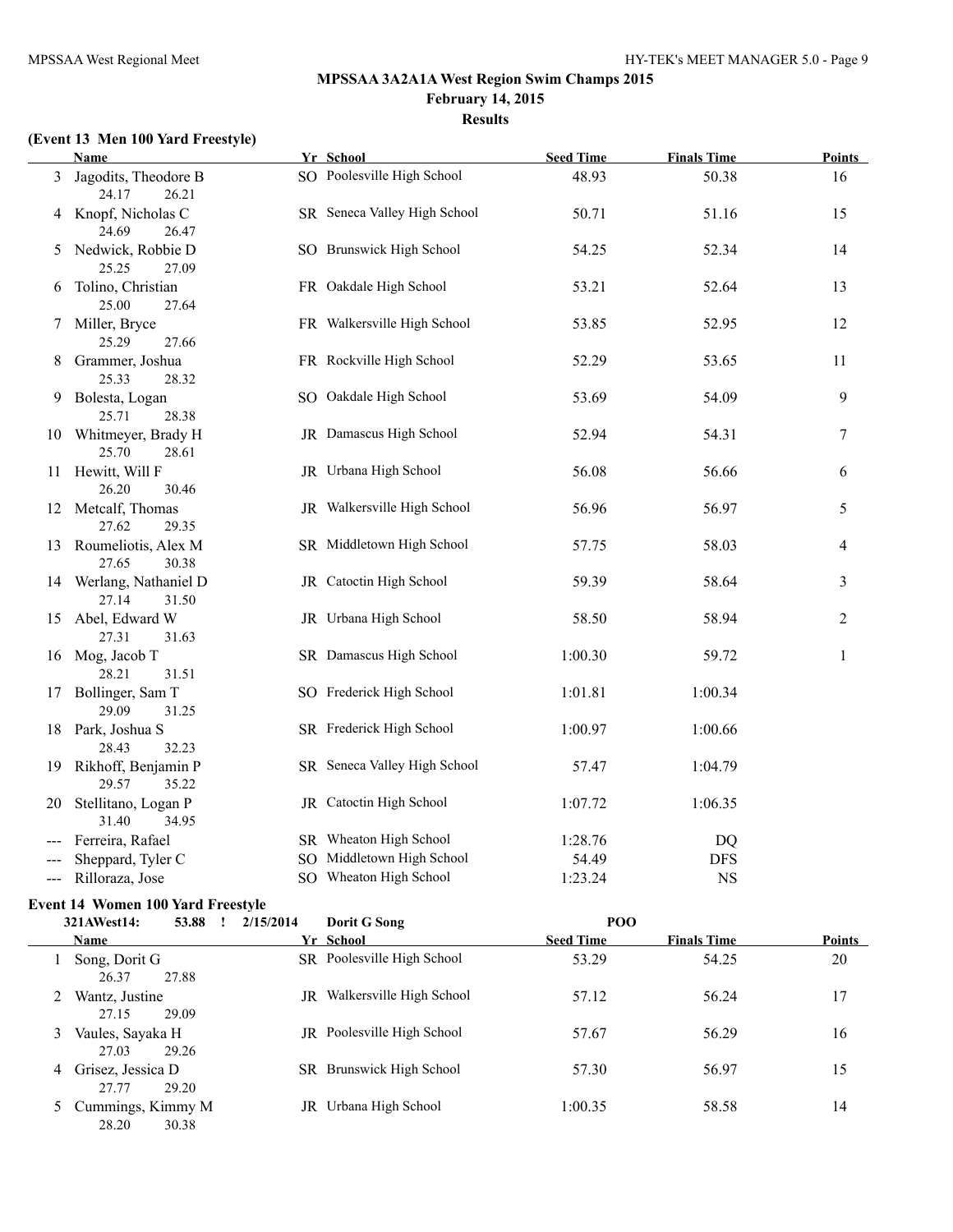# MPSSAA 3A2A1A West Region Swim Champs 2015

**February 14, 2015**

**Results**

### (Event 13 Men 100 Yard Freestyle)

| | Name | Yr | School | Seed Time | Finals Time | Points |
|---|---|---|---|---|---|---|
| 3 | Jagodits, Theodore B | SO | Poolesville High School | 48.93 | 50.38 | 16 |
| | 24.17 26.21 | | | | | |
| 4 | Knopf, Nicholas C | SR | Seneca Valley High School | 50.71 | 51.16 | 15 |
| | 24.69 26.47 | | | | | |
| 5 | Nedwick, Robbie D | SO | Brunswick High School | 54.25 | 52.34 | 14 |
| | 25.25 27.09 | | | | | |
| 6 | Tolino, Christian | FR | Oakdale High School | 53.21 | 52.64 | 13 |
| | 25.00 27.64 | | | | | |
| 7 | Miller, Bryce | FR | Walkersville High School | 53.85 | 52.95 | 12 |
| | 25.29 27.66 | | | | | |
| 8 | Grammer, Joshua | FR | Rockville High School | 52.29 | 53.65 | 11 |
| | 25.33 28.32 | | | | | |
| 9 | Bolesta, Logan | SO | Oakdale High School | 53.69 | 54.09 | 9 |
| | 25.71 28.38 | | | | | |
| 10 | Whitmeyer, Brady H | JR | Damascus High School | 52.94 | 54.31 | 7 |
| | 25.70 28.61 | | | | | |
| 11 | Hewitt, Will F | JR | Urbana High School | 56.08 | 56.66 | 6 |
| | 26.20 30.46 | | | | | |
| 12 | Metcalf, Thomas | JR | Walkersville High School | 56.96 | 56.97 | 5 |
| | 27.62 29.35 | | | | | |
| 13 | Roumeliotis, Alex M | SR | Middletown High School | 57.75 | 58.03 | 4 |
| | 27.65 30.38 | | | | | |
| 14 | Werlang, Nathaniel D | JR | Catoctin High School | 59.39 | 58.64 | 3 |
| | 27.14 31.50 | | | | | |
| 15 | Abel, Edward W | JR | Urbana High School | 58.50 | 58.94 | 2 |
| | 27.31 31.63 | | | | | |
| 16 | Mog, Jacob T | SR | Damascus High School | 1:00.30 | 59.72 | 1 |
| | 28.21 31.51 | | | | | |
| 17 | Bollinger, Sam T | SO | Frederick High School | 1:01.81 | 1:00.34 | |
| | 29.09 31.25 | | | | | |
| 18 | Park, Joshua S | SR | Frederick High School | 1:00.97 | 1:00.66 | |
| | 28.43 32.23 | | | | | |
| 19 | Rikhoff, Benjamin P | SR | Seneca Valley High School | 57.47 | 1:04.79 | |
| | 29.57 35.22 | | | | | |
| 20 | Stellitano, Logan P | JR | Catoctin High School | 1:07.72 | 1:06.35 | |
| | 31.40 34.95 | | | | | |
| --- | Ferreira, Rafael | SR | Wheaton High School | 1:28.76 | DQ | |
| --- | Sheppard, Tyler C | SO | Middletown High School | 54.49 | DFS | |
| --- | Rilloraza, Jose | SO | Wheaton High School | 1:23.24 | NS | |

### Event 14 Women 100 Yard Freestyle

321AWest14: 53.88 ! 2/15/2014 Dorit G Song POO

| | Name | Yr | School | Seed Time | Finals Time | Points |
|---|---|---|---|---|---|---|
| 1 | Song, Dorit G | SR | Poolesville High School | 53.29 | 54.25 | 20 |
| | 26.37 27.88 | | | | | |
| 2 | Wantz, Justine | JR | Walkersville High School | 57.12 | 56.24 | 17 |
| | 27.15 29.09 | | | | | |
| 3 | Vaules, Sayaka H | JR | Poolesville High School | 57.67 | 56.29 | 16 |
| | 27.03 29.26 | | | | | |
| 4 | Grisez, Jessica D | SR | Brunswick High School | 57.30 | 56.97 | 15 |
| | 27.77 29.20 | | | | | |
| 5 | Cummings, Kimmy M | JR | Urbana High School | 1:00.35 | 58.58 | 14 |
| | 28.20 30.38 | | | | | |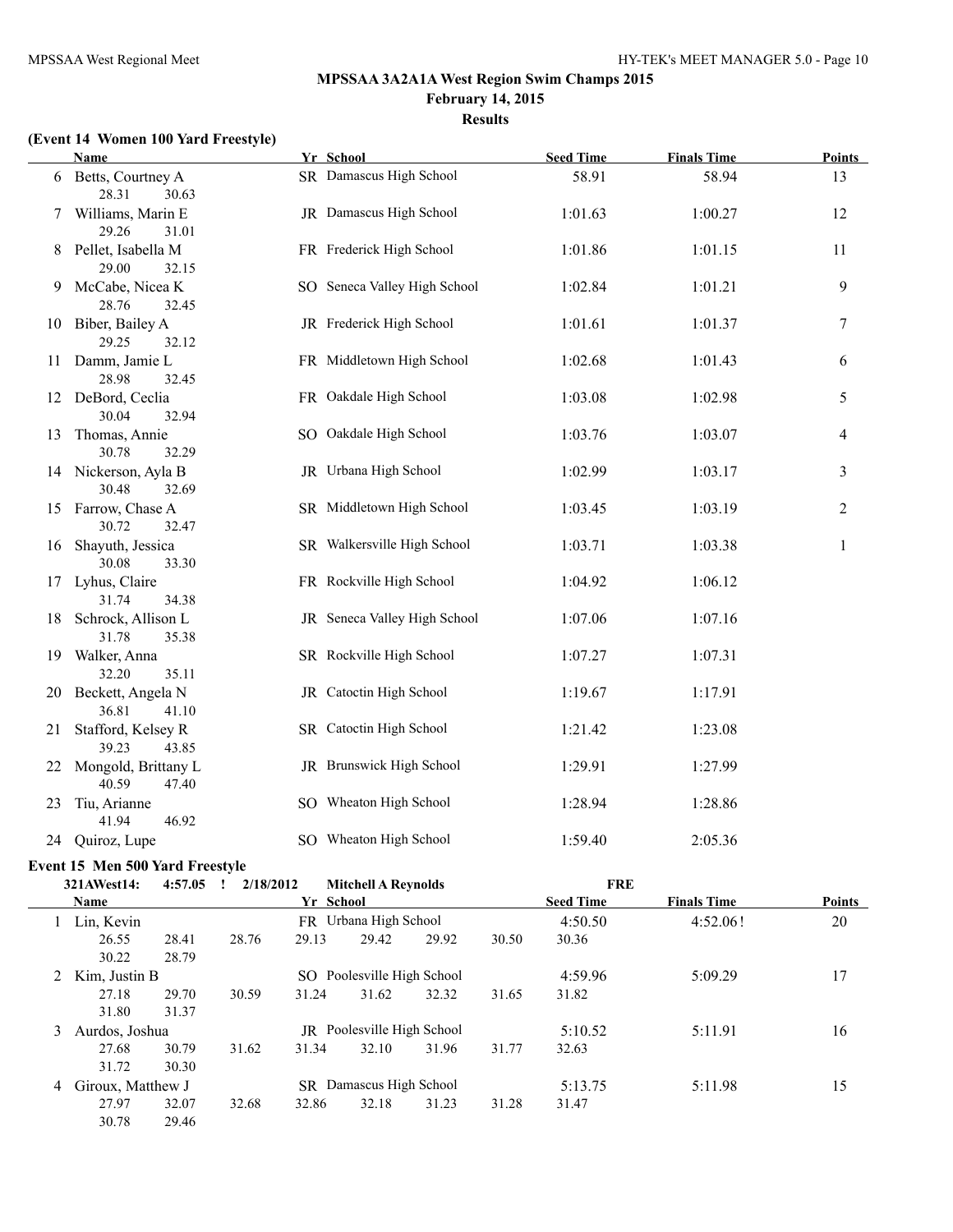## MPSSAA 3A2A1A West Region Swim Champs 2015

**February 14, 2015**

**Results**

### (Event 14 Women 100 Yard Freestyle)

| | Name | Yr | School | Seed Time | Finals Time | Points |
|---|---|---|---|---|---|---|
| 6 | Betts, Courtney A | SR | Damascus High School | 58.91 | 58.94 | 13 |
| | 28.31 30.63 | | | | | |
| 7 | Williams, Marin E | JR | Damascus High School | 1:01.63 | 1:00.27 | 12 |
| | 29.26 31.01 | | | | | |
| 8 | Pellet, Isabella M | FR | Frederick High School | 1:01.86 | 1:01.15 | 11 |
| | 29.00 32.15 | | | | | |
| 9 | McCabe, Nicea K | SO | Seneca Valley High School | 1:02.84 | 1:01.21 | 9 |
| | 28.76 32.45 | | | | | |
| 10 | Biber, Bailey A | JR | Frederick High School | 1:01.61 | 1:01.37 | 7 |
| | 29.25 32.12 | | | | | |
| 11 | Damm, Jamie L | FR | Middletown High School | 1:02.68 | 1:01.43 | 6 |
| | 28.98 32.45 | | | | | |
| 12 | DeBord, Ceclia | FR | Oakdale High School | 1:03.08 | 1:02.98 | 5 |
| | 30.04 32.94 | | | | | |
| 13 | Thomas, Annie | SO | Oakdale High School | 1:03.76 | 1:03.07 | 4 |
| | 30.78 32.29 | | | | | |
| 14 | Nickerson, Ayla B | JR | Urbana High School | 1:02.99 | 1:03.17 | 3 |
| | 30.48 32.69 | | | | | |
| 15 | Farrow, Chase A | SR | Middletown High School | 1:03.45 | 1:03.19 | 2 |
| | 30.72 32.47 | | | | | |
| 16 | Shayuth, Jessica | SR | Walkersville High School | 1:03.71 | 1:03.38 | 1 |
| | 30.08 33.30 | | | | | |
| 17 | Lyhus, Claire | FR | Rockville High School | 1:04.92 | 1:06.12 | |
| | 31.74 34.38 | | | | | |
| 18 | Schrock, Allison L | JR | Seneca Valley High School | 1:07.06 | 1:07.16 | |
| | 31.78 35.38 | | | | | |
| 19 | Walker, Anna | SR | Rockville High School | 1:07.27 | 1:07.31 | |
| | 32.20 35.11 | | | | | |
| 20 | Beckett, Angela N | JR | Catoctin High School | 1:19.67 | 1:17.91 | |
| | 36.81 41.10 | | | | | |
| 21 | Stafford, Kelsey R | SR | Catoctin High School | 1:21.42 | 1:23.08 | |
| | 39.23 43.85 | | | | | |
| 22 | Mongold, Brittany L | JR | Brunswick High School | 1:29.91 | 1:27.99 | |
| | 40.59 47.40 | | | | | |
| 23 | Tiu, Arianne | SO | Wheaton High School | 1:28.94 | 1:28.86 | |
| | 41.94 46.92 | | | | | |
| 24 | Quiroz, Lupe | SO | Wheaton High School | 1:59.40 | 2:05.36 | |

### Event 15 Men 500 Yard Freestyle

321AWest14: 4:57.05 ! 2/18/2012 Mitchell A Reynolds FRE

| | Name | Yr | School | Seed Time | Finals Time | Points |
|---|---|---|---|---|---|---|
| 1 | Lin, Kevin | FR | Urbana High School | 4:50.50 | 4:52.06! | 20 |
| | 26.55 28.41 28.76 29.13 29.42 29.92 30.50 30.36 30.22 28.79 | | | | | |
| 2 | Kim, Justin B | SO | Poolesville High School | 4:59.96 | 5:09.29 | 17 |
| | 27.18 29.70 30.59 31.24 31.62 32.32 31.65 31.82 31.80 31.37 | | | | | |
| 3 | Aurdos, Joshua | JR | Poolesville High School | 5:10.52 | 5:11.91 | 16 |
| | 27.68 30.79 31.62 31.34 32.10 31.96 31.77 32.63 31.72 30.30 | | | | | |
| 4 | Giroux, Matthew J | SR | Damascus High School | 5:13.75 | 5:11.98 | 15 |
| | 27.97 32.07 32.68 32.86 32.18 31.23 31.28 31.47 30.78 29.46 | | | | | |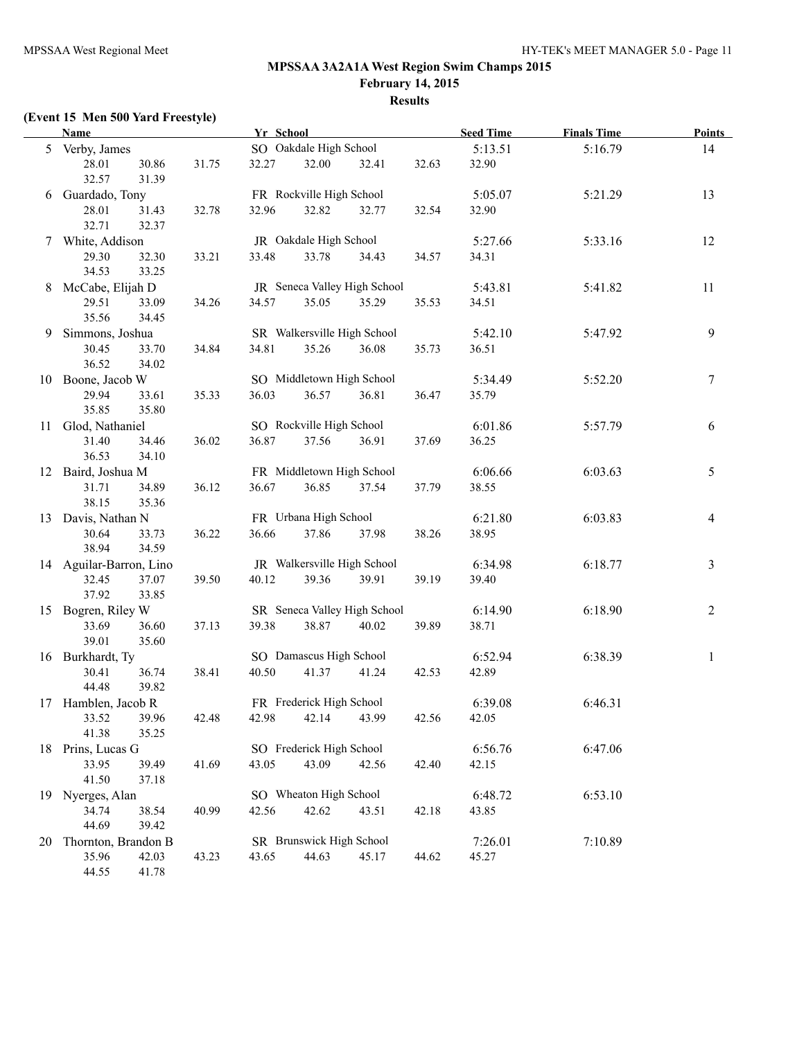# MPSSAA 3A2A1A West Region Swim Champs 2015

**February 14, 2015**

**Results**

**(Event 15 Men 500 Yard Freestyle)**

| | Name | Yr | School | Seed Time | Finals Time | Points |
|---|---|---|---|---|---|---|
| 5 | Verby, James | SO | Oakdale High School | 5:13.51 | 5:16.79 | 14 |
| | 28.01 30.86 31.75 32.27 32.00 32.41 32.63 32.90 32.57 31.39 | | | | | |
| 6 | Guardado, Tony | FR | Rockville High School | 5:05.07 | 5:21.29 | 13 |
| | 28.01 31.43 32.78 32.96 32.82 32.77 32.54 32.90 32.71 32.37 | | | | | |
| 7 | White, Addison | JR | Oakdale High School | 5:27.66 | 5:33.16 | 12 |
| | 29.30 32.30 33.21 33.48 33.78 34.43 34.57 34.31 34.53 33.25 | | | | | |
| 8 | McCabe, Elijah D | JR | Seneca Valley High School | 5:43.81 | 5:41.82 | 11 |
| | 29.51 33.09 34.26 34.57 35.05 35.29 35.53 34.51 35.56 34.45 | | | | | |
| 9 | Simmons, Joshua | SR | Walkersville High School | 5:42.10 | 5:47.92 | 9 |
| | 30.45 33.70 34.84 34.81 35.26 36.08 35.73 36.51 36.52 34.02 | | | | | |
| 10 | Boone, Jacob W | SO | Middletown High School | 5:34.49 | 5:52.20 | 7 |
| | 29.94 33.61 35.33 36.03 36.57 36.81 36.47 35.79 35.85 35.80 | | | | | |
| 11 | Glod, Nathaniel | SO | Rockville High School | 6:01.86 | 5:57.79 | 6 |
| | 31.40 34.46 36.02 36.87 37.56 36.91 37.69 36.25 36.53 34.10 | | | | | |
| 12 | Baird, Joshua M | FR | Middletown High School | 6:06.66 | 6:03.63 | 5 |
| | 31.71 34.89 36.12 36.67 36.85 37.54 37.79 38.55 38.15 35.36 | | | | | |
| 13 | Davis, Nathan N | FR | Urbana High School | 6:21.80 | 6:03.83 | 4 |
| | 30.64 33.73 36.22 36.66 37.86 37.98 38.26 38.95 38.94 34.59 | | | | | |
| 14 | Aguilar-Barron, Lino | JR | Walkersville High School | 6:34.98 | 6:18.77 | 3 |
| | 32.45 37.07 39.50 40.12 39.36 39.91 39.19 39.40 37.92 33.85 | | | | | |
| 15 | Bogren, Riley W | SR | Seneca Valley High School | 6:14.90 | 6:18.90 | 2 |
| | 33.69 36.60 37.13 39.38 38.87 40.02 39.89 38.71 39.01 35.60 | | | | | |
| 16 | Burkhardt, Ty | SO | Damascus High School | 6:52.94 | 6:38.39 | 1 |
| | 30.41 36.74 38.41 40.50 41.37 41.24 42.53 42.89 44.48 39.82 | | | | | |
| 17 | Hamblen, Jacob R | FR | Frederick High School | 6:39.08 | 6:46.31 | |
| | 33.52 39.96 42.48 42.98 42.14 43.99 42.56 42.05 41.38 35.25 | | | | | |
| 18 | Prins, Lucas G | SO | Frederick High School | 6:56.76 | 6:47.06 | |
| | 33.95 39.49 41.69 43.05 43.09 42.56 42.40 42.15 41.50 37.18 | | | | | |
| 19 | Nyerges, Alan | SO | Wheaton High School | 6:48.72 | 6:53.10 | |
| | 34.74 38.54 40.99 42.56 42.62 43.51 42.18 43.85 44.69 39.42 | | | | | |
| 20 | Thornton, Brandon B | SR | Brunswick High School | 7:26.01 | 7:10.89 | |
| | 35.96 42.03 43.23 43.65 44.63 45.17 44.62 45.27 44.55 41.78 | | | | | |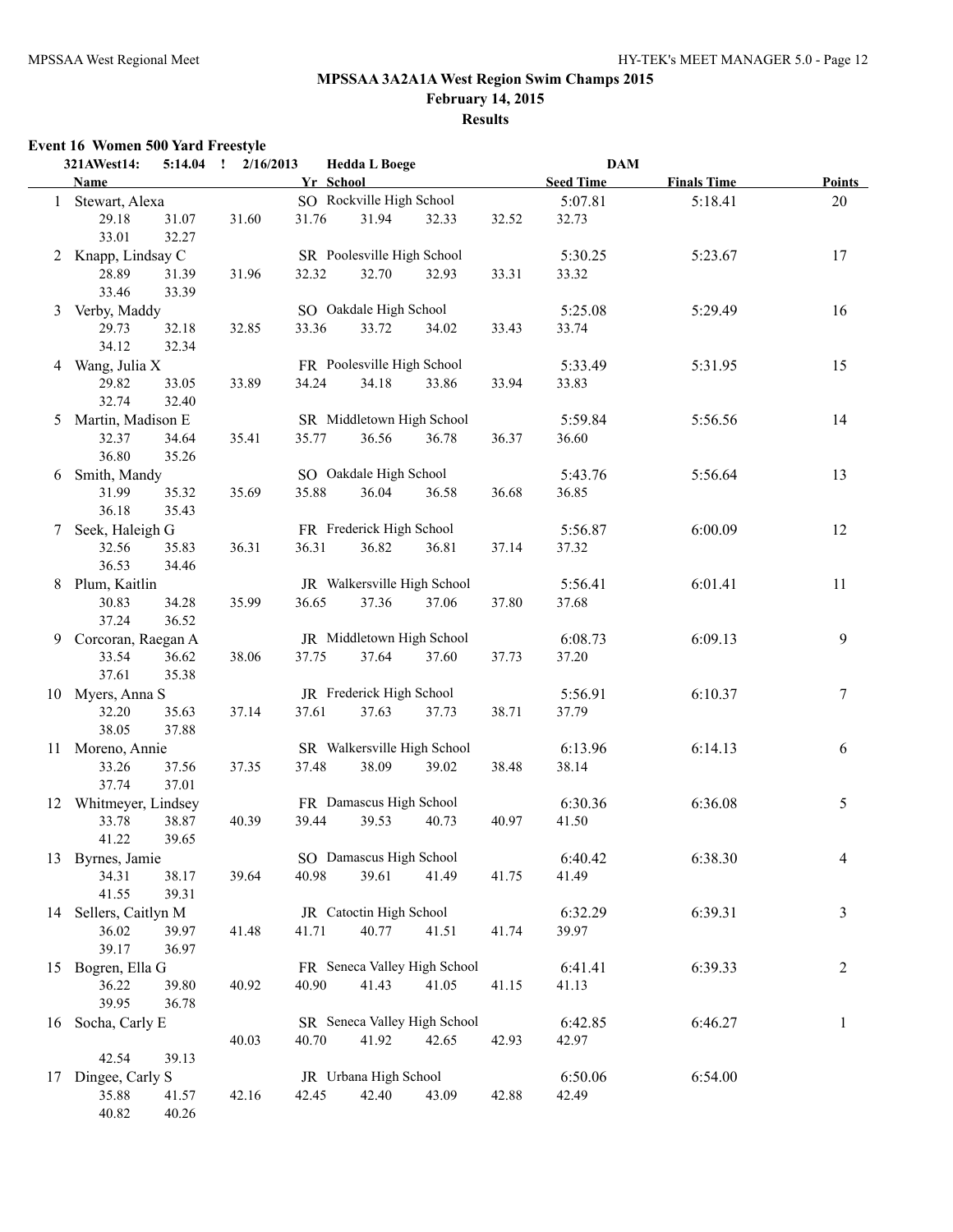# MPSSAA 3A2A1A West Region Swim Champs 2015

**February 14, 2015**

**Results**

### Event 16 Women 500 Yard Freestyle

| 321AWest14: | 5:14.04 ! | 2/16/2013 | Hedda L Boege | DAM | | |
|---|---|---|---|---|---|---|
| | **Name** | **Yr** | **School** | **Seed Time** | **Finals Time** | **Points** |
| 1 | Stewart, Alexa | SO | Rockville High School | 5:07.81 | 5:18.41 | 20 |
| | 29.18 31.07 31.60 31.76 31.94 32.33 32.52 32.73 33.01 32.27 | | | | | |
| 2 | Knapp, Lindsay C | SR | Poolesville High School | 5:30.25 | 5:23.67 | 17 |
| | 28.89 31.39 31.96 32.32 32.70 32.93 33.31 33.32 33.46 33.39 | | | | | |
| 3 | Verby, Maddy | SO | Oakdale High School | 5:25.08 | 5:29.49 | 16 |
| | 29.73 32.18 32.85 33.36 33.72 34.02 33.43 33.74 34.12 32.34 | | | | | |
| 4 | Wang, Julia X | FR | Poolesville High School | 5:33.49 | 5:31.95 | 15 |
| | 29.82 33.05 33.89 34.24 34.18 33.86 33.94 33.83 32.74 32.40 | | | | | |
| 5 | Martin, Madison E | SR | Middletown High School | 5:59.84 | 5:56.56 | 14 |
| | 32.37 34.64 35.41 35.77 36.56 36.78 36.37 36.60 36.80 35.26 | | | | | |
| 6 | Smith, Mandy | SO | Oakdale High School | 5:43.76 | 5:56.64 | 13 |
| | 31.99 35.32 35.69 35.88 36.04 36.58 36.68 36.85 36.18 35.43 | | | | | |
| 7 | Seek, Haleigh G | FR | Frederick High School | 5:56.87 | 6:00.09 | 12 |
| | 32.56 35.83 36.31 36.31 36.82 36.81 37.14 37.32 36.53 34.46 | | | | | |
| 8 | Plum, Kaitlin | JR | Walkersville High School | 5:56.41 | 6:01.41 | 11 |
| | 30.83 34.28 35.99 36.65 37.36 37.06 37.80 37.68 37.24 36.52 | | | | | |
| 9 | Corcoran, Raegan A | JR | Middletown High School | 6:08.73 | 6:09.13 | 9 |
| | 33.54 36.62 38.06 37.75 37.64 37.60 37.73 37.20 37.61 35.38 | | | | | |
| 10 | Myers, Anna S | JR | Frederick High School | 5:56.91 | 6:10.37 | 7 |
| | 32.20 35.63 37.14 37.61 37.63 37.73 38.71 37.79 38.05 37.88 | | | | | |
| 11 | Moreno, Annie | SR | Walkersville High School | 6:13.96 | 6:14.13 | 6 |
| | 33.26 37.56 37.35 37.48 38.09 39.02 38.48 38.14 37.74 37.01 | | | | | |
| 12 | Whitmeyer, Lindsey | FR | Damascus High School | 6:30.36 | 6:36.08 | 5 |
| | 33.78 38.87 40.39 39.44 39.53 40.73 40.97 41.50 41.22 39.65 | | | | | |
| 13 | Byrnes, Jamie | SO | Damascus High School | 6:40.42 | 6:38.30 | 4 |
| | 34.31 38.17 39.64 40.98 39.61 41.49 41.75 41.49 41.55 39.31 | | | | | |
| 14 | Sellers, Caitlyn M | JR | Catoctin High School | 6:32.29 | 6:39.31 | 3 |
| | 36.02 39.97 41.48 41.71 40.77 41.51 41.74 39.97 39.17 36.97 | | | | | |
| 15 | Bogren, Ella G | FR | Seneca Valley High School | 6:41.41 | 6:39.33 | 2 |
| | 36.22 39.80 40.92 40.90 41.43 41.05 41.15 41.13 39.95 36.78 | | | | | |
| 16 | Socha, Carly E | SR | Seneca Valley High School | 6:42.85 | 6:46.27 | 1 |
| | 40.03 40.70 41.92 42.65 42.93 42.97 42.54 39.13 | | | | | |
| 17 | Dingee, Carly S | JR | Urbana High School | 6:50.06 | 6:54.00 | |
| | 35.88 41.57 42.16 42.45 42.40 43.09 42.88 42.49 40.82 40.26 | | | | | |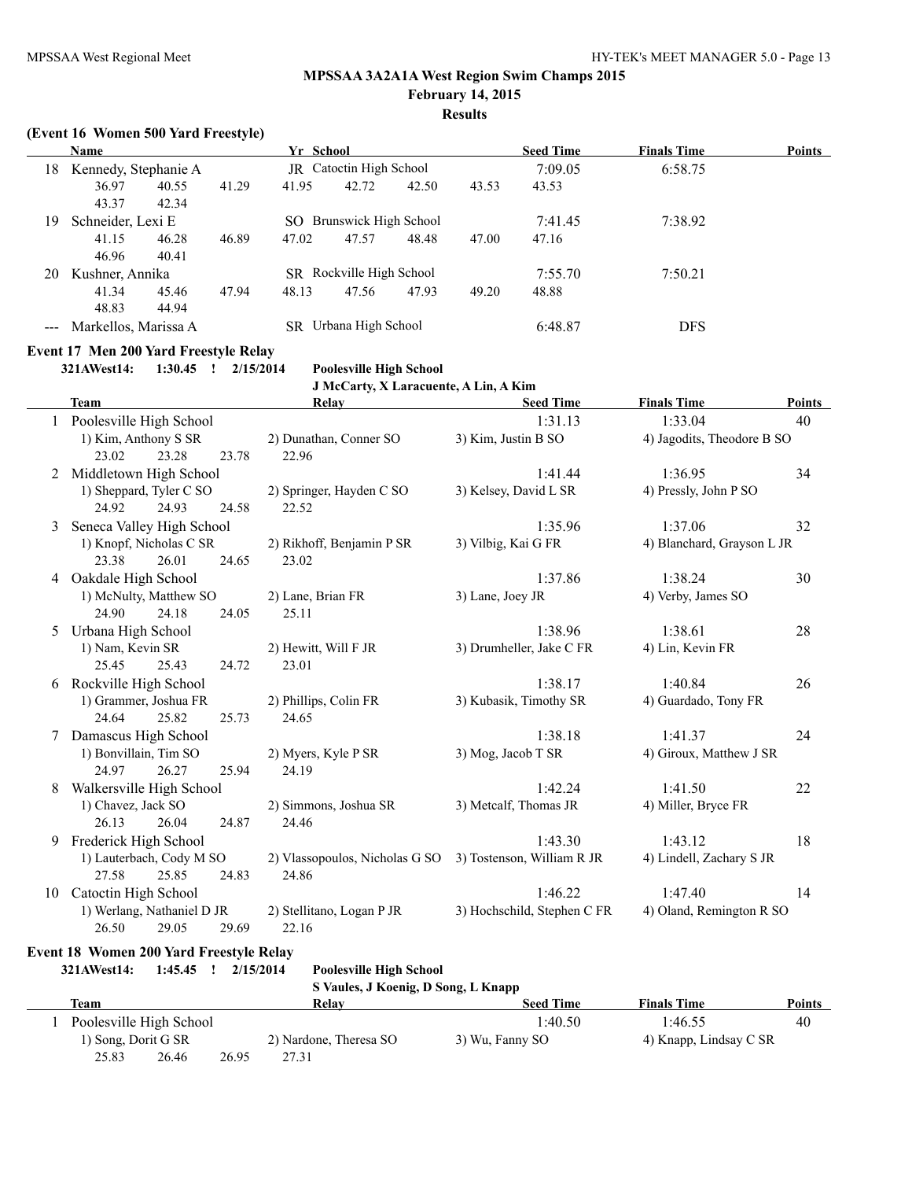# MPSSAA 3A2A1A West Region Swim Champs 2015

**February 14, 2015**

**Results**

### (Event 16 Women 500 Yard Freestyle)

| | Name | Yr | School | Seed Time | Finals Time | Points |
|---|---|---|---|---|---|---|
| 18 | Kennedy, Stephanie A | JR | Catoctin High School | 7:09.05 | 6:58.75 | |
| | 36.97 40.55 41.29 41.95 42.72 42.50 43.53 43.53 43.37 42.34 | | | | | |
| 19 | Schneider, Lexi E | SO | Brunswick High School | 7:41.45 | 7:38.92 | |
| | 41.15 46.28 46.89 47.02 47.57 48.48 47.00 47.16 46.96 40.41 | | | | | |
| 20 | Kushner, Annika | SR | Rockville High School | 7:55.70 | 7:50.21 | |
| | 41.34 45.46 47.94 48.13 47.56 47.93 49.20 48.88 48.83 44.94 | | | | | |
| --- | Markellos, Marissa A | SR | Urbana High School | 6:48.87 | DFS | |

### Event 17 Men 200 Yard Freestyle Relay

**321AWest14: 1:30.45 ! 2/15/2014 Poolesville High School**
**J McCarty, X Laracuente, A Lin, A Kim**

| | Team | Relay | Seed Time | Finals Time | Points |
|---|---|---|---|---|---|
| 1 | Poolesville High School | | 1:31.13 | 1:33.04 | 40 |
| | 1) Kim, Anthony S SR | 2) Dunathan, Conner SO | 3) Kim, Justin B SO | 4) Jagodits, Theodore B SO | |
| | 23.02 23.28 23.78 22.96 | | | | |
| 2 | Middletown High School | | 1:41.44 | 1:36.95 | 34 |
| | 1) Sheppard, Tyler C SO | 2) Springer, Hayden C SO | 3) Kelsey, David L SR | 4) Pressly, John P SO | |
| | 24.92 24.93 24.58 22.52 | | | | |
| 3 | Seneca Valley High School | | 1:35.96 | 1:37.06 | 32 |
| | 1) Knopf, Nicholas C SR | 2) Rikhoff, Benjamin P SR | 3) Vilbig, Kai G FR | 4) Blanchard, Grayson L JR | |
| | 23.38 26.01 24.65 23.02 | | | | |
| 4 | Oakdale High School | | 1:37.86 | 1:38.24 | 30 |
| | 1) McNulty, Matthew SO | 2) Lane, Brian FR | 3) Lane, Joey JR | 4) Verby, James SO | |
| | 24.90 24.18 24.05 25.11 | | | | |
| 5 | Urbana High School | | 1:38.96 | 1:38.61 | 28 |
| | 1) Nam, Kevin SR | 2) Hewitt, Will F JR | 3) Drumheller, Jake C FR | 4) Lin, Kevin FR | |
| | 25.45 25.43 24.72 23.01 | | | | |
| 6 | Rockville High School | | 1:38.17 | 1:40.84 | 26 |
| | 1) Grammer, Joshua FR | 2) Phillips, Colin FR | 3) Kubasik, Timothy SR | 4) Guardado, Tony FR | |
| | 24.64 25.82 25.73 24.65 | | | | |
| 7 | Damascus High School | | 1:38.18 | 1:41.37 | 24 |
| | 1) Bonvillain, Tim SO | 2) Myers, Kyle P SR | 3) Mog, Jacob T SR | 4) Giroux, Matthew J SR | |
| | 24.97 26.27 25.94 24.19 | | | | |
| 8 | Walkersville High School | | 1:42.24 | 1:41.50 | 22 |
| | 1) Chavez, Jack SO | 2) Simmons, Joshua SR | 3) Metcalf, Thomas JR | 4) Miller, Bryce FR | |
| | 26.13 26.04 24.87 24.46 | | | | |
| 9 | Frederick High School | | 1:43.30 | 1:43.12 | 18 |
| | 1) Lauterbach, Cody M SO | 2) Vlassopoulos, Nicholas G SO | 3) Tostenson, William R JR | 4) Lindell, Zachary S JR | |
| | 27.58 25.85 24.83 24.86 | | | | |
| 10 | Catoctin High School | | 1:46.22 | 1:47.40 | 14 |
| | 1) Werlang, Nathaniel D JR | 2) Stellitano, Logan P JR | 3) Hochschild, Stephen C FR | 4) Oland, Remington R SO | |
| | 26.50 29.05 29.69 22.16 | | | | |

### Event 18 Women 200 Yard Freestyle Relay

**321AWest14: 1:45.45 ! 2/15/2014 Poolesville High School**
**S Vaules, J Koenig, D Song, L Knapp**

| | Team | Relay | Seed Time | Finals Time | Points |
|---|---|---|---|---|---|
| 1 | Poolesville High School | | 1:40.50 | 1:46.55 | 40 |
| | 1) Song, Dorit G SR | 2) Nardone, Theresa SO | 3) Wu, Fanny SO | 4) Knapp, Lindsay C SR | |
| | 25.83 26.46 26.95 27.31 | | | | |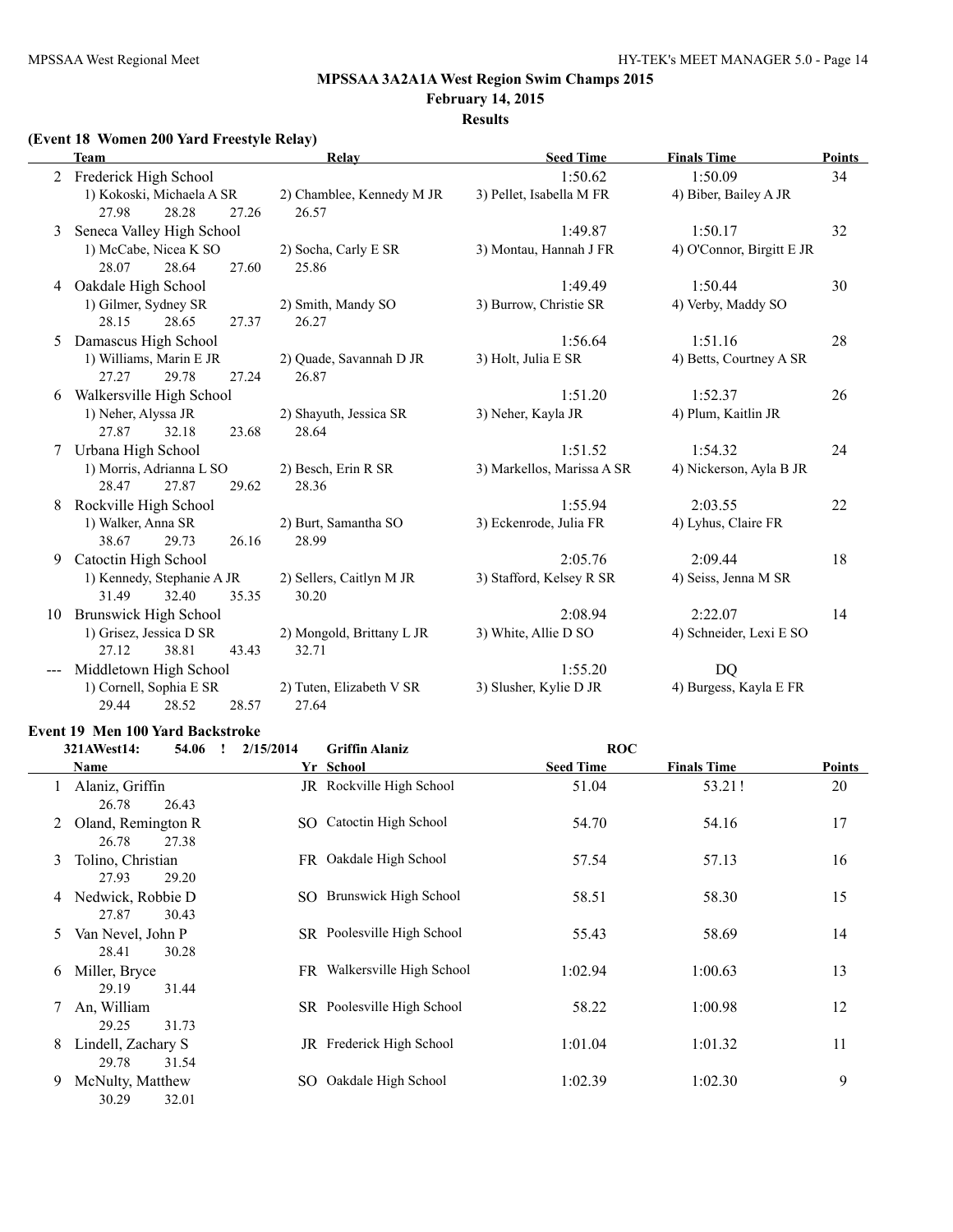## MPSSAA 3A2A1A West Region Swim Champs 2015

**February 14, 2015**

**Results**

### (Event 18 Women 200 Yard Freestyle Relay)

| | Team | Relay | | Seed Time | Finals Time | Points |
|---|---|---|---|---|---|---|
| 2 | Frederick High School | | | 1:50.62 | 1:50.09 | 34 |
| | 1) Kokoski, Michaela A SR | 2) Chamblee, Kennedy M JR | 3) Pellet, Isabella M FR | 4) Biber, Bailey A JR | | |
| | 27.98 28.28 27.26 | 26.57 | | | | |
| 3 | Seneca Valley High School | | | 1:49.87 | 1:50.17 | 32 |
| | 1) McCabe, Nicea K SO | 2) Socha, Carly E SR | 3) Montau, Hannah J FR | 4) O'Connor, Birgitt E JR | | |
| | 28.07 28.64 27.60 | 25.86 | | | | |
| 4 | Oakdale High School | | | 1:49.49 | 1:50.44 | 30 |
| | 1) Gilmer, Sydney SR | 2) Smith, Mandy SO | 3) Burrow, Christie SR | 4) Verby, Maddy SO | | |
| | 28.15 28.65 27.37 | 26.27 | | | | |
| 5 | Damascus High School | | | 1:56.64 | 1:51.16 | 28 |
| | 1) Williams, Marin E JR | 2) Quade, Savannah D JR | 3) Holt, Julia E SR | 4) Betts, Courtney A SR | | |
| | 27.27 29.78 27.24 | 26.87 | | | | |
| 6 | Walkersville High School | | | 1:51.20 | 1:52.37 | 26 |
| | 1) Neher, Alyssa JR | 2) Shayuth, Jessica SR | 3) Neher, Kayla JR | 4) Plum, Kaitlin JR | | |
| | 27.87 32.18 23.68 | 28.64 | | | | |
| 7 | Urbana High School | | | 1:51.52 | 1:54.32 | 24 |
| | 1) Morris, Adrianna L SO | 2) Besch, Erin R SR | 3) Markellos, Marissa A SR | 4) Nickerson, Ayla B JR | | |
| | 28.47 27.87 29.62 | 28.36 | | | | |
| 8 | Rockville High School | | | 1:55.94 | 2:03.55 | 22 |
| | 1) Walker, Anna SR | 2) Burt, Samantha SO | 3) Eckenrode, Julia FR | 4) Lyhus, Claire FR | | |
| | 38.67 29.73 26.16 | 28.99 | | | | |
| 9 | Catoctin High School | | | 2:05.76 | 2:09.44 | 18 |
| | 1) Kennedy, Stephanie A JR | 2) Sellers, Caitlyn M JR | 3) Stafford, Kelsey R SR | 4) Seiss, Jenna M SR | | |
| | 31.49 32.40 35.35 | 30.20 | | | | |
| 10 | Brunswick High School | | | 2:08.94 | 2:22.07 | 14 |
| | 1) Grisez, Jessica D SR | 2) Mongold, Brittany L JR | 3) White, Allie D SO | 4) Schneider, Lexi E SO | | |
| | 27.12 38.81 43.43 | 32.71 | | | | |
| --- | Middletown High School | | | 1:55.20 | DQ | |
| | 1) Cornell, Sophia E SR | 2) Tuten, Elizabeth V SR | 3) Slusher, Kylie D JR | 4) Burgess, Kayla E FR | | |
| | 29.44 28.52 28.57 | 27.64 | | | | |

### Event 19 Men 100 Yard Backstroke

321AWest14: 54.06 ! 2/15/2014 Griffin Alaniz ROC

| | Name | Yr | School | Seed Time | Finals Time | Points |
|---|---|---|---|---|---|---|
| 1 | Alaniz, Griffin | JR | Rockville High School | 51.04 | 53.21 ! | 20 |
| | 26.78 26.43 | | | | | |
| 2 | Oland, Remington R | SO | Catoctin High School | 54.70 | 54.16 | 17 |
| | 26.78 27.38 | | | | | |
| 3 | Tolino, Christian | FR | Oakdale High School | 57.54 | 57.13 | 16 |
| | 27.93 29.20 | | | | | |
| 4 | Nedwick, Robbie D | SO | Brunswick High School | 58.51 | 58.30 | 15 |
| | 27.87 30.43 | | | | | |
| 5 | Van Nevel, John P | SR | Poolesville High School | 55.43 | 58.69 | 14 |
| | 28.41 30.28 | | | | | |
| 6 | Miller, Bryce | FR | Walkersville High School | 1:02.94 | 1:00.63 | 13 |
| | 29.19 31.44 | | | | | |
| 7 | An, William | SR | Poolesville High School | 58.22 | 1:00.98 | 12 |
| | 29.25 31.73 | | | | | |
| 8 | Lindell, Zachary S | JR | Frederick High School | 1:01.04 | 1:01.32 | 11 |
| | 29.78 31.54 | | | | | |
| 9 | McNulty, Matthew | SO | Oakdale High School | 1:02.39 | 1:02.30 | 9 |
| | 30.29 32.01 | | | | | |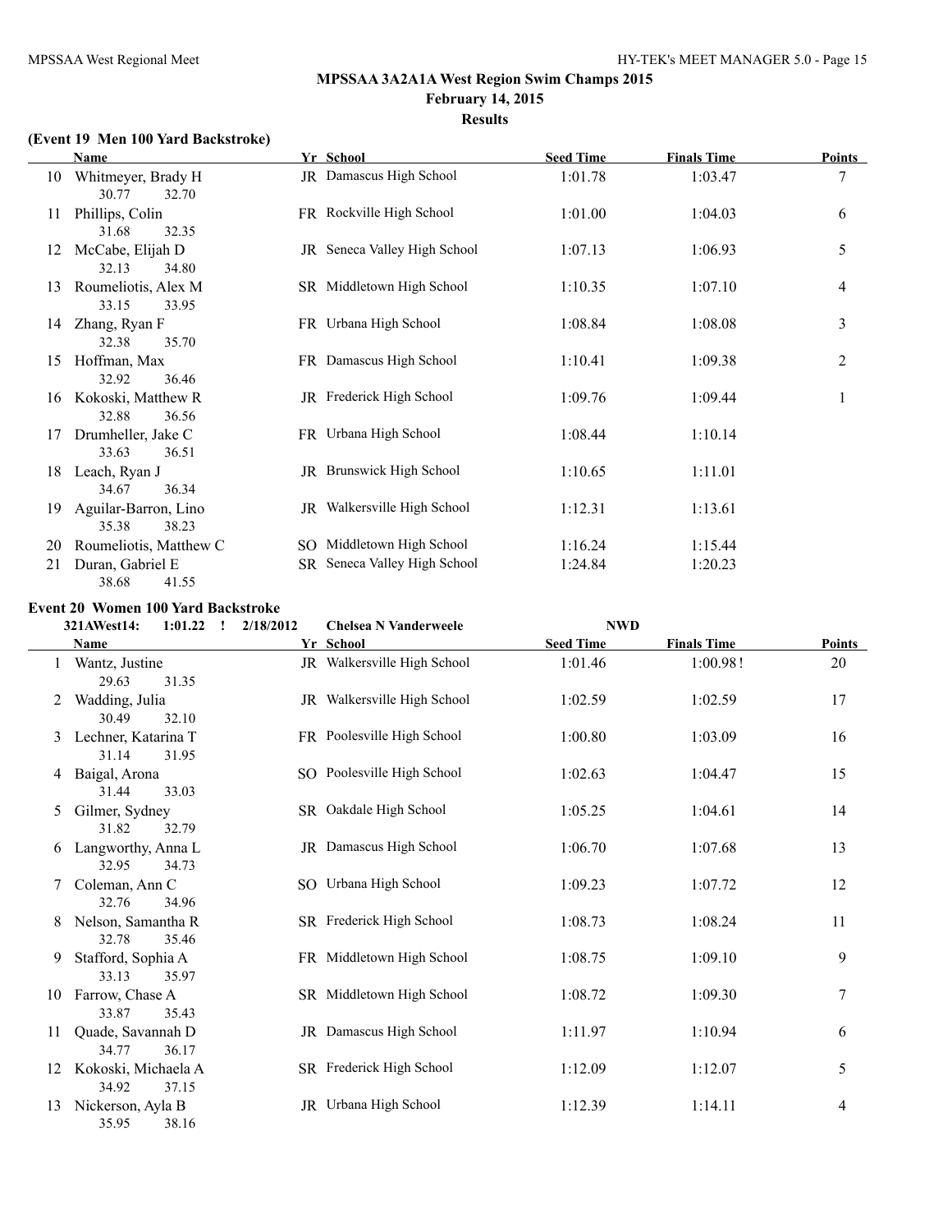## MPSSAA 3A2A1A West Region Swim Champs 2015

### February 14, 2015

### Results

#### (Event 19 Men 100 Yard Backstroke)

| | Name | Yr | School | Seed Time | Finals Time | Points |
|---|---|---|---|---|---|---|
| 10 | Whitmeyer, Brady H | JR | Damascus High School | 1:01.78 | 1:03.47 | 7 |
| | 30.77 32.70 | | | | | |
| 11 | Phillips, Colin | FR | Rockville High School | 1:01.00 | 1:04.03 | 6 |
| | 31.68 32.35 | | | | | |
| 12 | McCabe, Elijah D | JR | Seneca Valley High School | 1:07.13 | 1:06.93 | 5 |
| | 32.13 34.80 | | | | | |
| 13 | Roumeliotis, Alex M | SR | Middletown High School | 1:10.35 | 1:07.10 | 4 |
| | 33.15 33.95 | | | | | |
| 14 | Zhang, Ryan F | FR | Urbana High School | 1:08.84 | 1:08.08 | 3 |
| | 32.38 35.70 | | | | | |
| 15 | Hoffman, Max | FR | Damascus High School | 1:10.41 | 1:09.38 | 2 |
| | 32.92 36.46 | | | | | |
| 16 | Kokoski, Matthew R | JR | Frederick High School | 1:09.76 | 1:09.44 | 1 |
| | 32.88 36.56 | | | | | |
| 17 | Drumheller, Jake C | FR | Urbana High School | 1:08.44 | 1:10.14 | |
| | 33.63 36.51 | | | | | |
| 18 | Leach, Ryan J | JR | Brunswick High School | 1:10.65 | 1:11.01 | |
| | 34.67 36.34 | | | | | |
| 19 | Aguilar-Barron, Lino | JR | Walkersville High School | 1:12.31 | 1:13.61 | |
| | 35.38 38.23 | | | | | |
| 20 | Roumeliotis, Matthew C | SO | Middletown High School | 1:16.24 | 1:15.44 | |
| 21 | Duran, Gabriel E | SR | Seneca Valley High School | 1:24.84 | 1:20.23 | |
| | 38.68 41.55 | | | | | |

#### Event 20 Women 100 Yard Backstroke

321AWest14: 1:01.22 ! 2/18/2012 Chelsea N Vanderweele NWD

| | Name | Yr | School | Seed Time | Finals Time | Points |
|---|---|---|---|---|---|---|
| 1 | Wantz, Justine | JR | Walkersville High School | 1:01.46 | 1:00.98! | 20 |
| | 29.63 31.35 | | | | | |
| 2 | Wadding, Julia | JR | Walkersville High School | 1:02.59 | 1:02.59 | 17 |
| | 30.49 32.10 | | | | | |
| 3 | Lechner, Katarina T | FR | Poolesville High School | 1:00.80 | 1:03.09 | 16 |
| | 31.14 31.95 | | | | | |
| 4 | Baigal, Arona | SO | Poolesville High School | 1:02.63 | 1:04.47 | 15 |
| | 31.44 33.03 | | | | | |
| 5 | Gilmer, Sydney | SR | Oakdale High School | 1:05.25 | 1:04.61 | 14 |
| | 31.82 32.79 | | | | | |
| 6 | Langworthy, Anna L | JR | Damascus High School | 1:06.70 | 1:07.68 | 13 |
| | 32.95 34.73 | | | | | |
| 7 | Coleman, Ann C | SO | Urbana High School | 1:09.23 | 1:07.72 | 12 |
| | 32.76 34.96 | | | | | |
| 8 | Nelson, Samantha R | SR | Frederick High School | 1:08.73 | 1:08.24 | 11 |
| | 32.78 35.46 | | | | | |
| 9 | Stafford, Sophia A | FR | Middletown High School | 1:08.75 | 1:09.10 | 9 |
| | 33.13 35.97 | | | | | |
| 10 | Farrow, Chase A | SR | Middletown High School | 1:08.72 | 1:09.30 | 7 |
| | 33.87 35.43 | | | | | |
| 11 | Quade, Savannah D | JR | Damascus High School | 1:11.97 | 1:10.94 | 6 |
| | 34.77 36.17 | | | | | |
| 12 | Kokoski, Michaela A | SR | Frederick High School | 1:12.09 | 1:12.07 | 5 |
| | 34.92 37.15 | | | | | |
| 13 | Nickerson, Ayla B | JR | Urbana High School | 1:12.39 | 1:14.11 | 4 |
| | 35.95 38.16 | | | | | |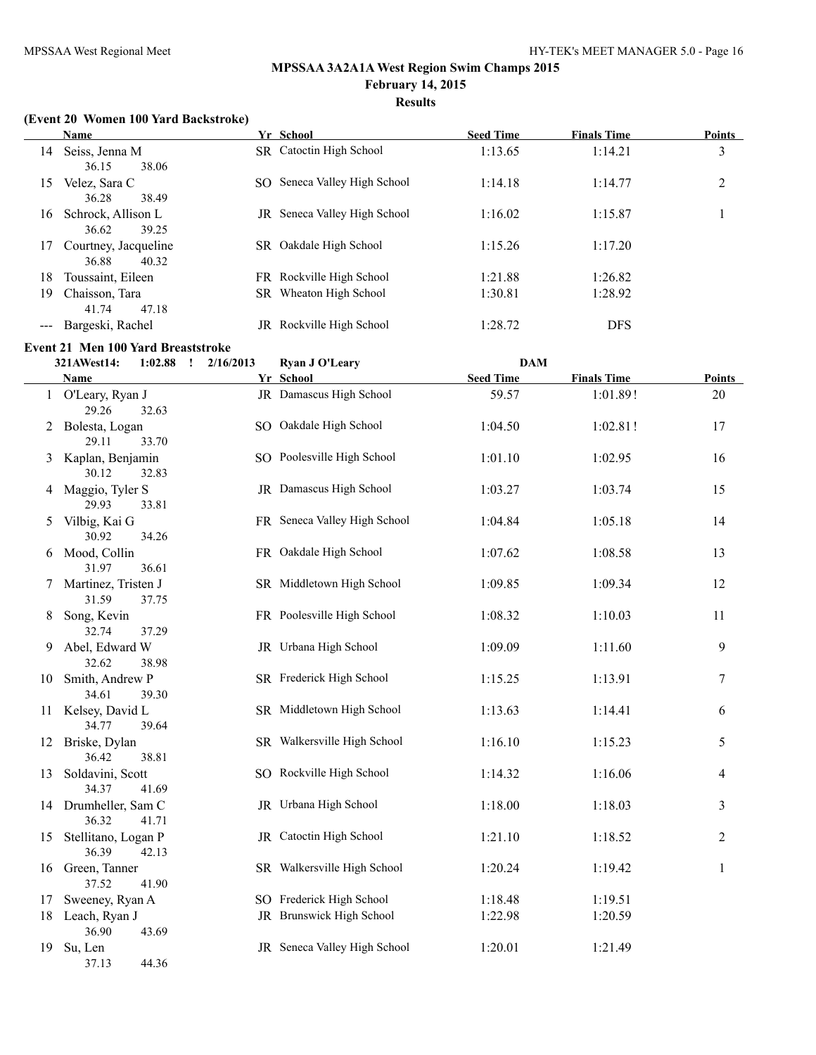## MPSSAA 3A2A1A West Region Swim Champs 2015

**February 14, 2015**

**Results**

### (Event 20 Women 100 Yard Backstroke)

| | Name | Yr | School | Seed Time | Finals Time | Points |
|---|---|---|---|---|---|---|
| 14 | Seiss, Jenna M | SR | Catoctin High School | 1:13.65 | 1:14.21 | 3 |
| | 36.15 38.06 | | | | | |
| 15 | Velez, Sara C | SO | Seneca Valley High School | 1:14.18 | 1:14.77 | 2 |
| | 36.28 38.49 | | | | | |
| 16 | Schrock, Allison L | JR | Seneca Valley High School | 1:16.02 | 1:15.87 | 1 |
| | 36.62 39.25 | | | | | |
| 17 | Courtney, Jacqueline | SR | Oakdale High School | 1:15.26 | 1:17.20 | |
| | 36.88 40.32 | | | | | |
| 18 | Toussaint, Eileen | FR | Rockville High School | 1:21.88 | 1:26.82 | |
| 19 | Chaisson, Tara | SR | Wheaton High School | 1:30.81 | 1:28.92 | |
| | 41.74 47.18 | | | | | |
| --- | Bargeski, Rachel | JR | Rockville High School | 1:28.72 | DFS | |

### Event 21 Men 100 Yard Breaststroke

321AWest14: 1:02.88 ! 2/16/2013 Ryan J O'Leary DAM

| | Name | Yr | School | Seed Time | Finals Time | Points |
|---|---|---|---|---|---|---|
| 1 | O'Leary, Ryan J | JR | Damascus High School | 59.57 | 1:01.89! | 20 |
| | 29.26 32.63 | | | | | |
| 2 | Bolesta, Logan | SO | Oakdale High School | 1:04.50 | 1:02.81! | 17 |
| | 29.11 33.70 | | | | | |
| 3 | Kaplan, Benjamin | SO | Poolesville High School | 1:01.10 | 1:02.95 | 16 |
| | 30.12 32.83 | | | | | |
| 4 | Maggio, Tyler S | JR | Damascus High School | 1:03.27 | 1:03.74 | 15 |
| | 29.93 33.81 | | | | | |
| 5 | Vilbig, Kai G | FR | Seneca Valley High School | 1:04.84 | 1:05.18 | 14 |
| | 30.92 34.26 | | | | | |
| 6 | Mood, Collin | FR | Oakdale High School | 1:07.62 | 1:08.58 | 13 |
| | 31.97 36.61 | | | | | |
| 7 | Martinez, Tristen J | SR | Middletown High School | 1:09.85 | 1:09.34 | 12 |
| | 31.59 37.75 | | | | | |
| 8 | Song, Kevin | FR | Poolesville High School | 1:08.32 | 1:10.03 | 11 |
| | 32.74 37.29 | | | | | |
| 9 | Abel, Edward W | JR | Urbana High School | 1:09.09 | 1:11.60 | 9 |
| | 32.62 38.98 | | | | | |
| 10 | Smith, Andrew P | SR | Frederick High School | 1:15.25 | 1:13.91 | 7 |
| | 34.61 39.30 | | | | | |
| 11 | Kelsey, David L | SR | Middletown High School | 1:13.63 | 1:14.41 | 6 |
| | 34.77 39.64 | | | | | |
| 12 | Briske, Dylan | SR | Walkersville High School | 1:16.10 | 1:15.23 | 5 |
| | 36.42 38.81 | | | | | |
| 13 | Soldavini, Scott | SO | Rockville High School | 1:14.32 | 1:16.06 | 4 |
| | 34.37 41.69 | | | | | |
| 14 | Drumheller, Sam C | JR | Urbana High School | 1:18.00 | 1:18.03 | 3 |
| | 36.32 41.71 | | | | | |
| 15 | Stellitano, Logan P | JR | Catoctin High School | 1:21.10 | 1:18.52 | 2 |
| | 36.39 42.13 | | | | | |
| 16 | Green, Tanner | SR | Walkersville High School | 1:20.24 | 1:19.42 | 1 |
| | 37.52 41.90 | | | | | |
| 17 | Sweeney, Ryan A | SO | Frederick High School | 1:18.48 | 1:19.51 | |
| 18 | Leach, Ryan J | JR | Brunswick High School | 1:22.98 | 1:20.59 | |
| | 36.90 43.69 | | | | | |
| 19 | Su, Len | JR | Seneca Valley High School | 1:20.01 | 1:21.49 | |
| | 37.13 44.36 | | | | | |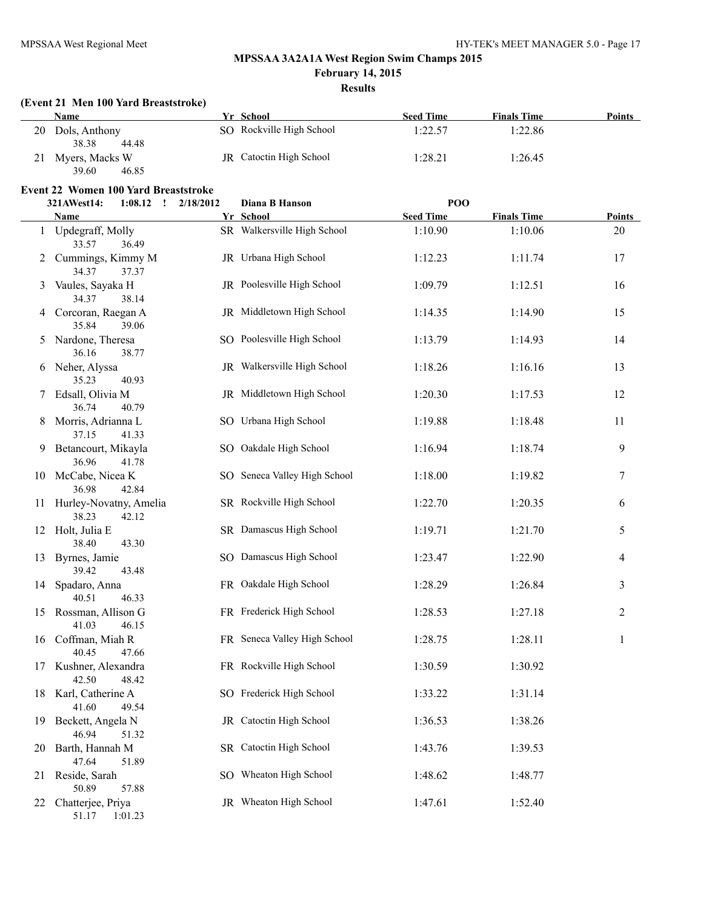# MPSSAA 3A2A1A West Region Swim Champs 2015

**February 14, 2015**

**Results**

### (Event 21 Men 100 Yard Breaststroke)

| | Name | Yr | School | Seed Time | Finals Time | Points |
|---|---|---|---|---|---|---|
| 20 | Dols, Anthony | SO | Rockville High School | 1:22.57 | 1:22.86 | |
| | 38.38 44.48 | | | | | |
| 21 | Myers, Macks W | JR | Catoctin High School | 1:28.21 | 1:26.45 | |
| | 39.60 46.85 | | | | | |

### Event 22 Women 100 Yard Breaststroke

**321AWest14: 1:08.12 ! 2/18/2012 Diana B Hanson POO**

| | Name | Yr | School | Seed Time | Finals Time | Points |
|---|---|---|---|---|---|---|
| 1 | Updegraff, Molly | SR | Walkersville High School | 1:10.90 | 1:10.06 | 20 |
| | 33.57 36.49 | | | | | |
| 2 | Cummings, Kimmy M | JR | Urbana High School | 1:12.23 | 1:11.74 | 17 |
| | 34.37 37.37 | | | | | |
| 3 | Vaules, Sayaka H | JR | Poolesville High School | 1:09.79 | 1:12.51 | 16 |
| | 34.37 38.14 | | | | | |
| 4 | Corcoran, Raegan A | JR | Middletown High School | 1:14.35 | 1:14.90 | 15 |
| | 35.84 39.06 | | | | | |
| 5 | Nardone, Theresa | SO | Poolesville High School | 1:13.79 | 1:14.93 | 14 |
| | 36.16 38.77 | | | | | |
| 6 | Neher, Alyssa | JR | Walkersville High School | 1:18.26 | 1:16.16 | 13 |
| | 35.23 40.93 | | | | | |
| 7 | Edsall, Olivia M | JR | Middletown High School | 1:20.30 | 1:17.53 | 12 |
| | 36.74 40.79 | | | | | |
| 8 | Morris, Adrianna L | SO | Urbana High School | 1:19.88 | 1:18.48 | 11 |
| | 37.15 41.33 | | | | | |
| 9 | Betancourt, Mikayla | SO | Oakdale High School | 1:16.94 | 1:18.74 | 9 |
| | 36.96 41.78 | | | | | |
| 10 | McCabe, Nicea K | SO | Seneca Valley High School | 1:18.00 | 1:19.82 | 7 |
| | 36.98 42.84 | | | | | |
| 11 | Hurley-Novatny, Amelia | SR | Rockville High School | 1:22.70 | 1:20.35 | 6 |
| | 38.23 42.12 | | | | | |
| 12 | Holt, Julia E | SR | Damascus High School | 1:19.71 | 1:21.70 | 5 |
| | 38.40 43.30 | | | | | |
| 13 | Byrnes, Jamie | SO | Damascus High School | 1:23.47 | 1:22.90 | 4 |
| | 39.42 43.48 | | | | | |
| 14 | Spadaro, Anna | FR | Oakdale High School | 1:28.29 | 1:26.84 | 3 |
| | 40.51 46.33 | | | | | |
| 15 | Rossman, Allison G | FR | Frederick High School | 1:28.53 | 1:27.18 | 2 |
| | 41.03 46.15 | | | | | |
| 16 | Coffman, Miah R | FR | Seneca Valley High School | 1:28.75 | 1:28.11 | 1 |
| | 40.45 47.66 | | | | | |
| 17 | Kushner, Alexandra | FR | Rockville High School | 1:30.59 | 1:30.92 | |
| | 42.50 48.42 | | | | | |
| 18 | Karl, Catherine A | SO | Frederick High School | 1:33.22 | 1:31.14 | |
| | 41.60 49.54 | | | | | |
| 19 | Beckett, Angela N | JR | Catoctin High School | 1:36.53 | 1:38.26 | |
| | 46.94 51.32 | | | | | |
| 20 | Barth, Hannah M | SR | Catoctin High School | 1:43.76 | 1:39.53 | |
| | 47.64 51.89 | | | | | |
| 21 | Reside, Sarah | SO | Wheaton High School | 1:48.62 | 1:48.77 | |
| | 50.89 57.88 | | | | | |
| 22 | Chatterjee, Priya | JR | Wheaton High School | 1:47.61 | 1:52.40 | |
| | 51.17 1:01.23 | | | | | |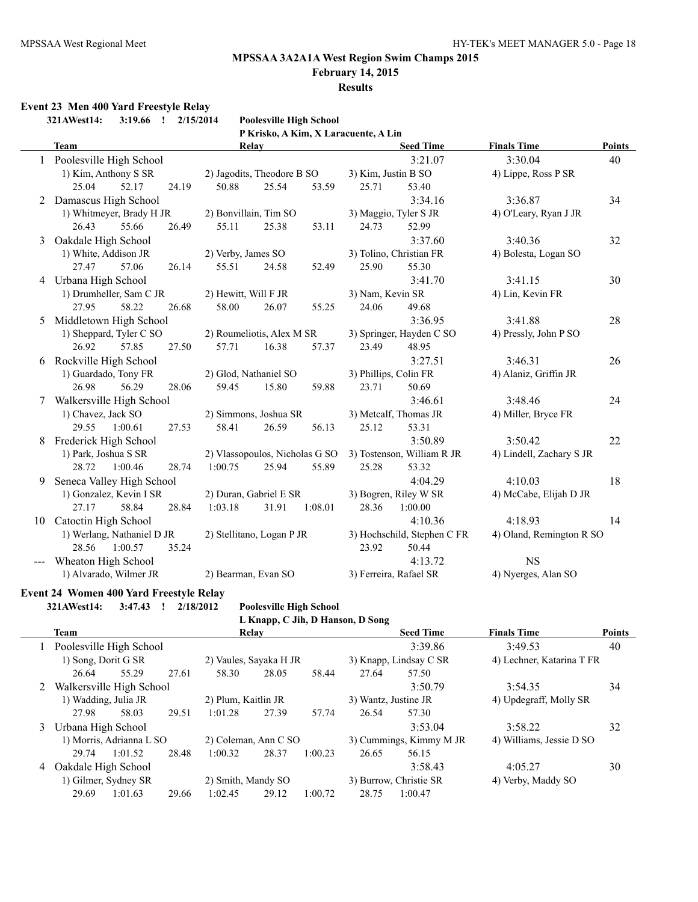# MPSSAA 3A2A1A West Region Swim Champs 2015

**February 14, 2015**

**Results**

## Event 23 Men 400 Yard Freestyle Relay

**321AWest14: 3:19.66 ! 2/15/2014 Poolesville High School**
**P Krisko, A Kim, X Laracuente, A Lin**

| | Team | Relay | Seed Time | Finals Time | Points |
|---|---|---|---|---|---|
| 1 | Poolesville High School | | 3:21.07 | 3:30.04 | 40 |
| | 1) Kim, Anthony S SR | 2) Jagodits, Theodore B SO | 3) Kim, Justin B SO | 4) Lippe, Ross P SR | |
| | 25.04 52.17 24.19 | 50.88 25.54 53.59 | 25.71 53.40 | | |
| 2 | Damascus High School | | 3:34.16 | 3:36.87 | 34 |
| | 1) Whitmeyer, Brady H JR | 2) Bonvillain, Tim SO | 3) Maggio, Tyler S JR | 4) O'Leary, Ryan J JR | |
| | 26.43 55.66 26.49 | 55.11 25.38 53.11 | 24.73 52.99 | | |
| 3 | Oakdale High School | | 3:37.60 | 3:40.36 | 32 |
| | 1) White, Addison JR | 2) Verby, James SO | 3) Tolino, Christian FR | 4) Bolesta, Logan SO | |
| | 27.47 57.06 26.14 | 55.51 24.58 52.49 | 25.90 55.30 | | |
| 4 | Urbana High School | | 3:41.70 | 3:41.15 | 30 |
| | 1) Drumheller, Sam C JR | 2) Hewitt, Will F JR | 3) Nam, Kevin SR | 4) Lin, Kevin FR | |
| | 27.95 58.22 26.68 | 58.00 26.07 55.25 | 24.06 49.68 | | |
| 5 | Middletown High School | | 3:36.95 | 3:41.88 | 28 |
| | 1) Sheppard, Tyler C SO | 2) Roumeliotis, Alex M SR | 3) Springer, Hayden C SO | 4) Pressly, John P SO | |
| | 26.92 57.85 27.50 | 57.71 16.38 57.37 | 23.49 48.95 | | |
| 6 | Rockville High School | | 3:27.51 | 3:46.31 | 26 |
| | 1) Guardado, Tony FR | 2) Glod, Nathaniel SO | 3) Phillips, Colin FR | 4) Alaniz, Griffin JR | |
| | 26.98 56.29 28.06 | 59.45 15.80 59.88 | 23.71 50.69 | | |
| 7 | Walkersville High School | | 3:46.61 | 3:48.46 | 24 |
| | 1) Chavez, Jack SO | 2) Simmons, Joshua SR | 3) Metcalf, Thomas JR | 4) Miller, Bryce FR | |
| | 29.55 1:00.61 27.53 | 58.41 26.59 56.13 | 25.12 53.31 | | |
| 8 | Frederick High School | | 3:50.89 | 3:50.42 | 22 |
| | 1) Park, Joshua S SR | 2) Vlassopoulos, Nicholas G SO | 3) Tostenson, William R JR | 4) Lindell, Zachary S JR | |
| | 28.72 1:00.46 28.74 | 1:00.75 25.94 55.89 | 25.28 53.32 | | |
| 9 | Seneca Valley High School | | 4:04.29 | 4:10.03 | 18 |
| | 1) Gonzalez, Kevin I SR | 2) Duran, Gabriel E SR | 3) Bogren, Riley W SR | 4) McCabe, Elijah D JR | |
| | 27.17 58.84 28.84 | 1:03.18 31.91 1:08.01 | 28.36 1:00.00 | | |
| 10 | Catoctin High School | | 4:10.36 | 4:18.93 | 14 |
| | 1) Werlang, Nathaniel D JR | 2) Stellitano, Logan P JR | 3) Hochschild, Stephen C FR | 4) Oland, Remington R SO | |
| | 28.56 1:00.57 35.24 | | 23.92 50.44 | | |
| --- | Wheaton High School | | 4:13.72 | NS | |
| | 1) Alvarado, Wilmer JR | 2) Bearman, Evan SO | 3) Ferreira, Rafael SR | 4) Nyerges, Alan SO | |

## Event 24 Women 400 Yard Freestyle Relay

**321AWest14: 3:47.43 ! 2/18/2012 Poolesville High School**
**L Knapp, C Jih, D Hanson, D Song**

| | Team | Relay | Seed Time | Finals Time | Points |
|---|---|---|---|---|---|
| 1 | Poolesville High School | | 3:39.86 | 3:49.53 | 40 |
| | 1) Song, Dorit G SR | 2) Vaules, Sayaka H JR | 3) Knapp, Lindsay C SR | 4) Lechner, Katarina T FR | |
| | 26.64 55.29 27.61 | 58.30 28.05 58.44 | 27.64 57.50 | | |
| 2 | Walkersville High School | | 3:50.79 | 3:54.35 | 34 |
| | 1) Wadding, Julia JR | 2) Plum, Kaitlin JR | 3) Wantz, Justine JR | 4) Updegraff, Molly SR | |
| | 27.98 58.03 29.51 | 1:01.28 27.39 57.74 | 26.54 57.30 | | |
| 3 | Urbana High School | | 3:53.04 | 3:58.22 | 32 |
| | 1) Morris, Adrianna L SO | 2) Coleman, Ann C SO | 3) Cummings, Kimmy M JR | 4) Williams, Jessie D SO | |
| | 29.74 1:01.52 28.48 | 1:00.32 28.37 1:00.23 | 26.65 56.15 | | |
| 4 | Oakdale High School | | 3:58.43 | 4:05.27 | 30 |
| | 1) Gilmer, Sydney SR | 2) Smith, Mandy SO | 3) Burrow, Christie SR | 4) Verby, Maddy SO | |
| | 29.69 1:01.63 29.66 | 1:02.45 29.12 1:00.72 | 28.75 1:00.47 | | |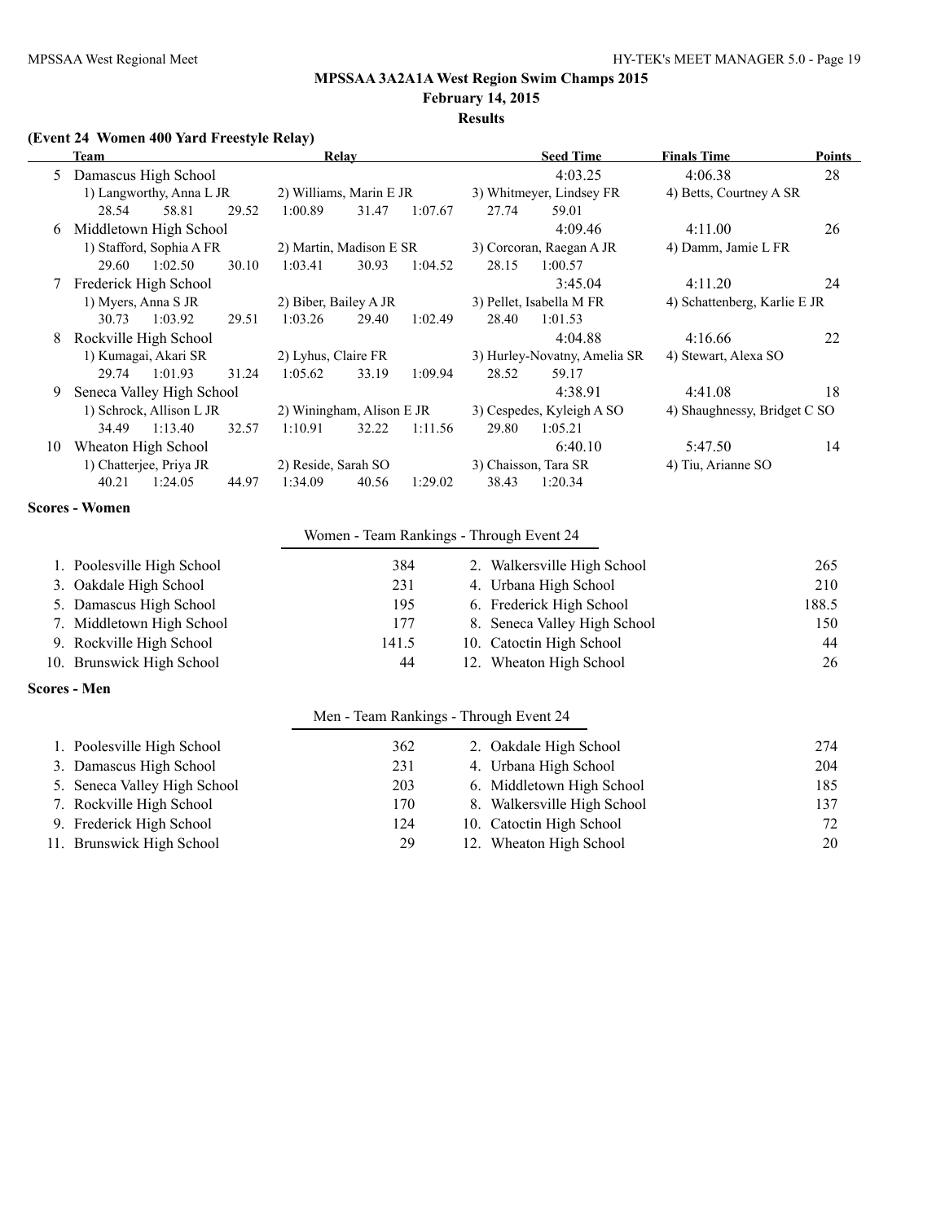## MPSSAA 3A2A1A West Region Swim Champs 2015

**February 14, 2015**

**Results**

### (Event 24 Women 400 Yard Freestyle Relay)

| | Team | Relay | Seed Time | Finals Time | Points |
|---|---|---|---|---|---|
| 5 | Damascus High School | | 4:03.25 | 4:06.38 | 28 |
| | 1) Langworthy, Anna L JR | 2) Williams, Marin E JR | 3) Whitmeyer, Lindsey FR | 4) Betts, Courtney A SR | |
| | 28.54 58.81 29.52 | 1:00.89 31.47 1:07.67 | 27.74 59.01 | | |
| 6 | Middletown High School | | 4:09.46 | 4:11.00 | 26 |
| | 1) Stafford, Sophia A FR | 2) Martin, Madison E SR | 3) Corcoran, Raegan A JR | 4) Damm, Jamie L FR | |
| | 29.60 1:02.50 30.10 | 1:03.41 30.93 1:04.52 | 28.15 1:00.57 | | |
| 7 | Frederick High School | | 3:45.04 | 4:11.20 | 24 |
| | 1) Myers, Anna S JR | 2) Biber, Bailey A JR | 3) Pellet, Isabella M FR | 4) Schattenberg, Karlie E JR | |
| | 30.73 1:03.92 29.51 | 1:03.26 29.40 1:02.49 | 28.40 1:01.53 | | |
| 8 | Rockville High School | | 4:04.88 | 4:16.66 | 22 |
| | 1) Kumagai, Akari SR | 2) Lyhus, Claire FR | 3) Hurley-Novatny, Amelia SR | 4) Stewart, Alexa SO | |
| | 29.74 1:01.93 31.24 | 1:05.62 33.19 1:09.94 | 28.52 59.17 | | |
| 9 | Seneca Valley High School | | 4:38.91 | 4:41.08 | 18 |
| | 1) Schrock, Allison L JR | 2) Winingham, Alison E JR | 3) Cespedes, Kyleigh A SO | 4) Shaughnessy, Bridget C SO | |
| | 34.49 1:13.40 32.57 | 1:10.91 32.22 1:11.56 | 29.80 1:05.21 | | |
| 10 | Wheaton High School | | 6:40.10 | 5:47.50 | 14 |
| | 1) Chatterjee, Priya JR | 2) Reside, Sarah SO | 3) Chaisson, Tara SR | 4) Tiu, Arianne SO | |
| | 40.21 1:24.05 44.97 | 1:34.09 40.56 1:29.02 | 38.43 1:20.34 | | |

### Scores - Women

Women - Team Rankings - Through Event 24

| | | | |
|---|---|---|---|
| 1. Poolesville High School | 384 | 2. Walkersville High School | 265 |
| 3. Oakdale High School | 231 | 4. Urbana High School | 210 |
| 5. Damascus High School | 195 | 6. Frederick High School | 188.5 |
| 7. Middletown High School | 177 | 8. Seneca Valley High School | 150 |
| 9. Rockville High School | 141.5 | 10. Catoctin High School | 44 |
| 10. Brunswick High School | 44 | 12. Wheaton High School | 26 |

### Scores - Men

Men - Team Rankings - Through Event 24

| | | | |
|---|---|---|---|
| 1. Poolesville High School | 362 | 2. Oakdale High School | 274 |
| 3. Damascus High School | 231 | 4. Urbana High School | 204 |
| 5. Seneca Valley High School | 203 | 6. Middletown High School | 185 |
| 7. Rockville High School | 170 | 8. Walkersville High School | 137 |
| 9. Frederick High School | 124 | 10. Catoctin High School | 72 |
| 11. Brunswick High School | 29 | 12. Wheaton High School | 20 |